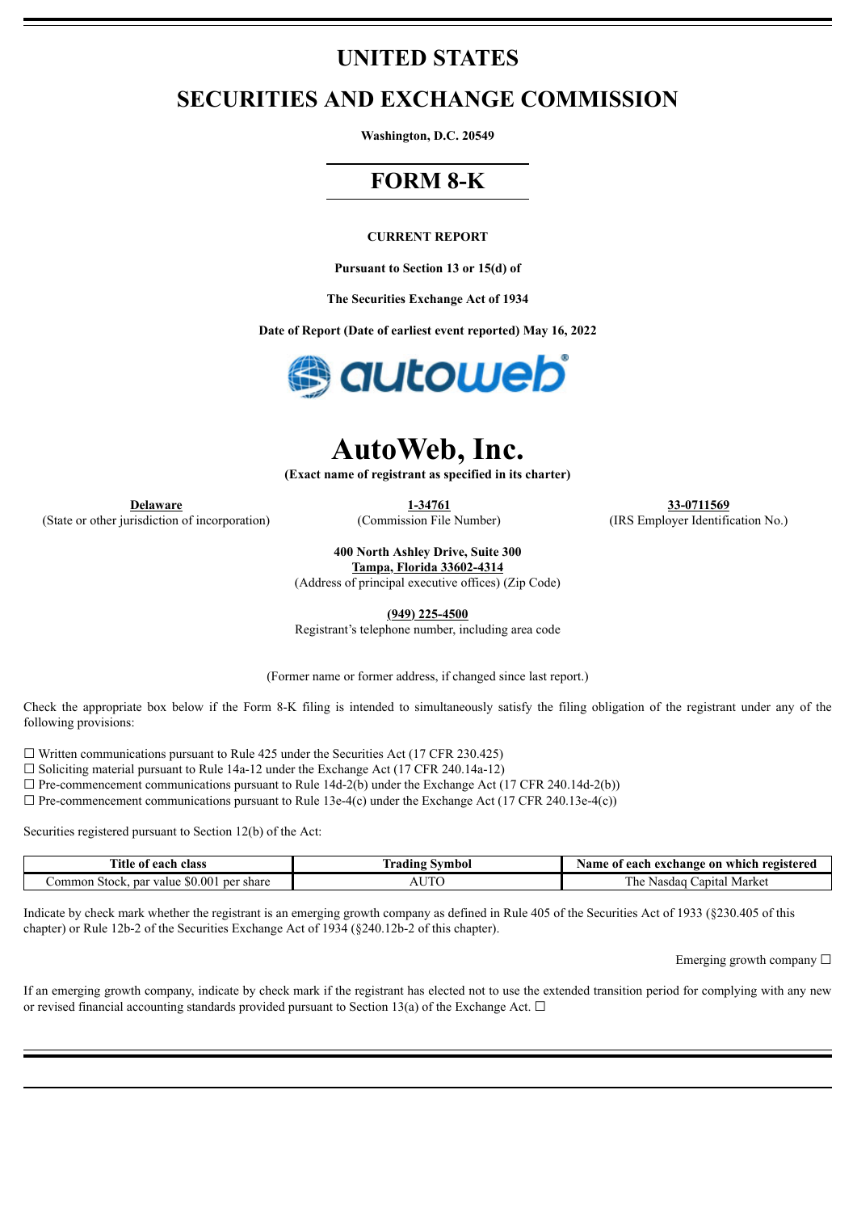# UNITED STATES

# SECURITIES AND EXCHANGE COMMISSION

**Washington, D.C. 20549**

## FORM 8-K

**CURRENT REPORT**

**Pursuant to Section 13 or 15(d) of**

**The Securities Exchange Act of 1934**

**Date of Report (Date of earliest event reported) May 16, 2022**

# AutoWeb, Inc.

**(Exact name of registrant as specified in its charter)**

| Delaware | 1-34761 | 33-0711569 |
|---|---|---|
| (State or other jurisdiction of incorporation) | (Commission File Number) | (IRS Employer Identification No.) |

**400 North Ashley Drive, Suite 300**
**Tampa, Florida 33602-4314**
(Address of principal executive offices) (Zip Code)

**(949) 225-4500**
Registrant's telephone number, including area code

(Former name or former address, if changed since last report.)

Check the appropriate box below if the Form 8-K filing is intended to simultaneously satisfy the filing obligation of the registrant under any of the following provisions:

☐ Written communications pursuant to Rule 425 under the Securities Act (17 CFR 230.425)
☐ Soliciting material pursuant to Rule 14a-12 under the Exchange Act (17 CFR 240.14a-12)
☐ Pre-commencement communications pursuant to Rule 14d-2(b) under the Exchange Act (17 CFR 240.14d-2(b))
☐ Pre-commencement communications pursuant to Rule 13e-4(c) under the Exchange Act (17 CFR 240.13e-4(c))

Securities registered pursuant to Section 12(b) of the Act:

| Title of each class | Trading Symbol | Name of each exchange on which registered |
|---|---|---|
| Common Stock, par value $0.001 per share | AUTO | The Nasdaq Capital Market |

Indicate by check mark whether the registrant is an emerging growth company as defined in Rule 405 of the Securities Act of 1933 (§230.405 of this chapter) or Rule 12b-2 of the Securities Exchange Act of 1934 (§240.12b-2 of this chapter).

Emerging growth company ☐

If an emerging growth company, indicate by check mark if the registrant has elected not to use the extended transition period for complying with any new or revised financial accounting standards provided pursuant to Section 13(a) of the Exchange Act. ☐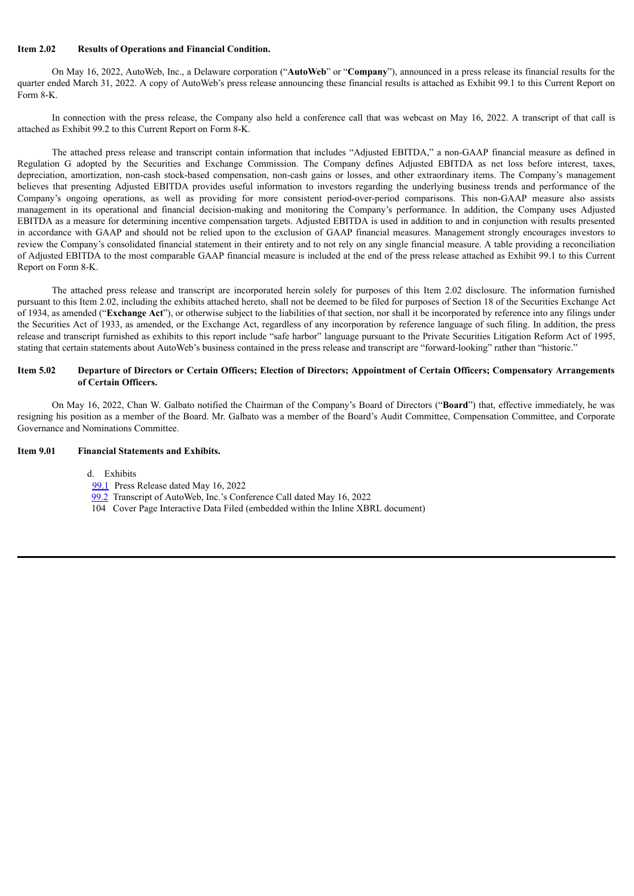**Item 2.02 Results of Operations and Financial Condition.**

On May 16, 2022, AutoWeb, Inc., a Delaware corporation ("**AutoWeb**" or "**Company**"), announced in a press release its financial results for the quarter ended March 31, 2022. A copy of AutoWeb's press release announcing these financial results is attached as Exhibit 99.1 to this Current Report on Form 8-K.

In connection with the press release, the Company also held a conference call that was webcast on May 16, 2022. A transcript of that call is attached as Exhibit 99.2 to this Current Report on Form 8-K.

The attached press release and transcript contain information that includes "Adjusted EBITDA," a non-GAAP financial measure as defined in Regulation G adopted by the Securities and Exchange Commission. The Company defines Adjusted EBITDA as net loss before interest, taxes, depreciation, amortization, non-cash stock-based compensation, non-cash gains or losses, and other extraordinary items. The Company's management believes that presenting Adjusted EBITDA provides useful information to investors regarding the underlying business trends and performance of the Company's ongoing operations, as well as providing for more consistent period-over-period comparisons. This non-GAAP measure also assists management in its operational and financial decision-making and monitoring the Company's performance. In addition, the Company uses Adjusted EBITDA as a measure for determining incentive compensation targets. Adjusted EBITDA is used in addition to and in conjunction with results presented in accordance with GAAP and should not be relied upon to the exclusion of GAAP financial measures. Management strongly encourages investors to review the Company's consolidated financial statement in their entirety and to not rely on any single financial measure. A table providing a reconciliation of Adjusted EBITDA to the most comparable GAAP financial measure is included at the end of the press release attached as Exhibit 99.1 to this Current Report on Form 8-K.

The attached press release and transcript are incorporated herein solely for purposes of this Item 2.02 disclosure. The information furnished pursuant to this Item 2.02, including the exhibits attached hereto, shall not be deemed to be filed for purposes of Section 18 of the Securities Exchange Act of 1934, as amended ("**Exchange Act**"), or otherwise subject to the liabilities of that section, nor shall it be incorporated by reference into any filings under the Securities Act of 1933, as amended, or the Exchange Act, regardless of any incorporation by reference language of such filing. In addition, the press release and transcript furnished as exhibits to this report include "safe harbor" language pursuant to the Private Securities Litigation Reform Act of 1995, stating that certain statements about AutoWeb's business contained in the press release and transcript are "forward-looking" rather than "historic."

**Item 5.02 Departure of Directors or Certain Officers; Election of Directors; Appointment of Certain Officers; Compensatory Arrangements of Certain Officers.**

On May 16, 2022, Chan W. Galbato notified the Chairman of the Company's Board of Directors ("**Board**") that, effective immediately, he was resigning his position as a member of the Board. Mr. Galbato was a member of the Board's Audit Committee, Compensation Committee, and Corporate Governance and Nominations Committee.

**Item 9.01 Financial Statements and Exhibits.**

d. Exhibits

99.1 Press Release dated May 16, 2022

99.2 Transcript of AutoWeb, Inc.'s Conference Call dated May 16, 2022

104 Cover Page Interactive Data Filed (embedded within the Inline XBRL document)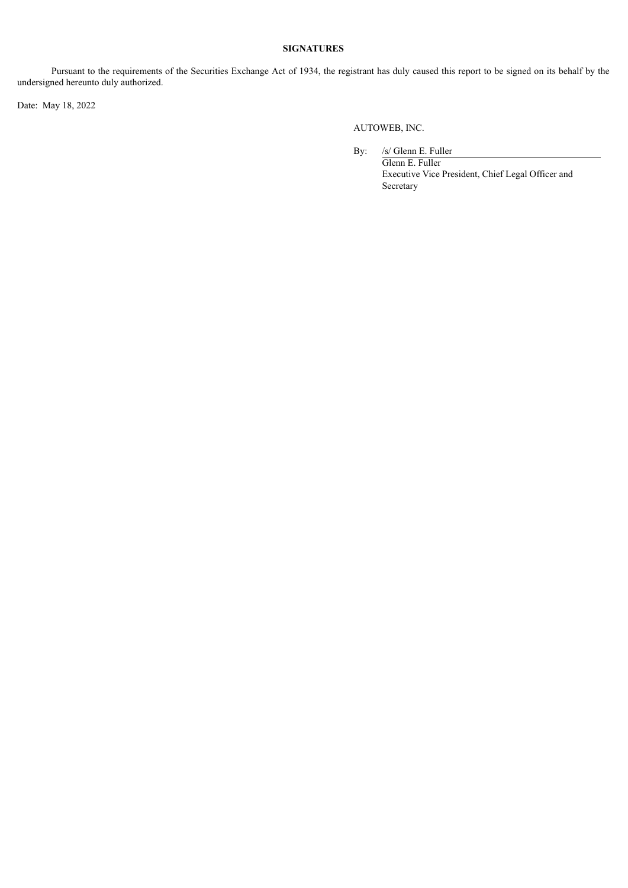**SIGNATURES**

Pursuant to the requirements of the Securities Exchange Act of 1934, the registrant has duly caused this report to be signed on its behalf by the undersigned hereunto duly authorized.

Date: May 18, 2022

AUTOWEB, INC.

By: /s/ Glenn E. Fuller
Glenn E. Fuller
Executive Vice President, Chief Legal Officer and Secretary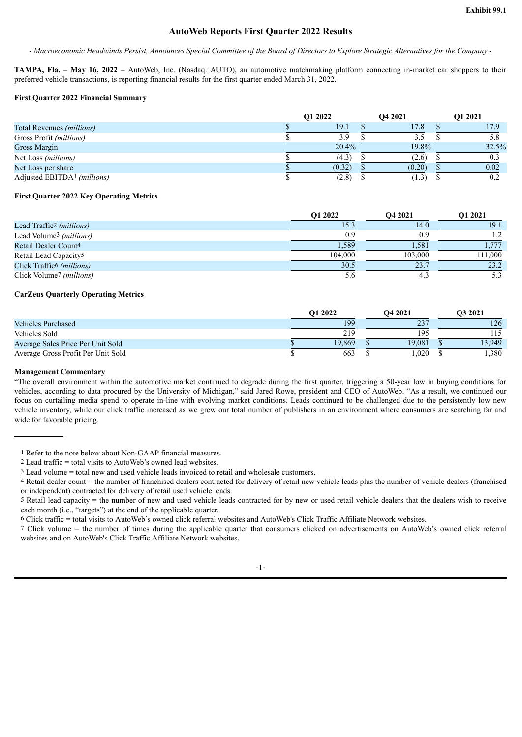**Exhibit 99.1**

# AutoWeb Reports First Quarter 2022 Results

*- Macroeconomic Headwinds Persist, Announces Special Committee of the Board of Directors to Explore Strategic Alternatives for the Company -*

**TAMPA, Fla.** – **May 16, 2022** – AutoWeb, Inc. (Nasdaq: AUTO), an automotive matchmaking platform connecting in-market car shoppers to their preferred vehicle transactions, is reporting financial results for the first quarter ended March 31, 2022.

### First Quarter 2022 Financial Summary

| | Q1 2022 | Q4 2021 | Q1 2021 |
|---|---|---|---|
| Total Revenues *(millions)* | $ 19.1 | $ 17.8 | $ 17.9 |
| Gross Profit *(millions)* | $ 3.9 | $ 3.5 | $ 5.8 |
| Gross Margin | 20.4% | 19.8% | 32.5% |
| Net Loss *(millions)* | $ (4.3) | $ (2.6) | $ 0.3 |
| Net Loss per share | $ (0.32) | $ (0.20) | $ 0.02 |
| Adjusted EBITDA[1] *(millions)* | $ (2.8) | $ (1.3) | $ 0.2 |

### First Quarter 2022 Key Operating Metrics

| | Q1 2022 | Q4 2021 | Q1 2021 |
|---|---|---|---|
| Lead Traffic[2] *(millions)* | 15.3 | 14.0 | 19.1 |
| Lead Volume[3] *(millions)* | 0.9 | 0.9 | 1.2 |
| Retail Dealer Count[4] | 1,589 | 1,581 | 1,777 |
| Retail Lead Capacity[5] | 104,000 | 103,000 | 111,000 |
| Click Traffic[6] *(millions)* | 30.5 | 23.7 | 23.2 |
| Click Volume[7] *(millions)* | 5.6 | 4.3 | 5.3 |

### CarZeus Quarterly Operating Metrics

| | Q1 2022 | Q4 2021 | Q3 2021 |
|---|---|---|---|
| Vehicles Purchased | 199 | 237 | 126 |
| Vehicles Sold | 219 | 195 | 115 |
| Average Sales Price Per Unit Sold | $ 19,869 | $ 19,081 | $ 13,949 |
| Average Gross Profit Per Unit Sold | $ 663 | $ 1,020 | $ 1,380 |

### Management Commentary

"The overall environment within the automotive market continued to degrade during the first quarter, triggering a 50-year low in buying conditions for vehicles, according to data procured by the University of Michigan," said Jared Rowe, president and CEO of AutoWeb. "As a result, we continued our focus on curtailing media spend to operate in-line with evolving market conditions. Leads continued to be challenged due to the persistently low new vehicle inventory, while our click traffic increased as we grew our total number of publishers in an environment where consumers are searching far and wide for favorable pricing.

---

[1] Refer to the note below about Non-GAAP financial measures.

[2] Lead traffic = total visits to AutoWeb's owned lead websites.

[3] Lead volume = total new and used vehicle leads invoiced to retail and wholesale customers.

[4] Retail dealer count = the number of franchised dealers contracted for delivery of retail new vehicle leads plus the number of vehicle dealers (franchised or independent) contracted for delivery of retail used vehicle leads.

[5] Retail lead capacity = the number of new and used vehicle leads contracted for by new or used retail vehicle dealers that the dealers wish to receive each month (i.e., "targets") at the end of the applicable quarter.

[6] Click traffic = total visits to AutoWeb's owned click referral websites and AutoWeb's Click Traffic Affiliate Network websites.

[7] Click volume = the number of times during the applicable quarter that consumers clicked on advertisements on AutoWeb's owned click referral websites and on AutoWeb's Click Traffic Affiliate Network websites.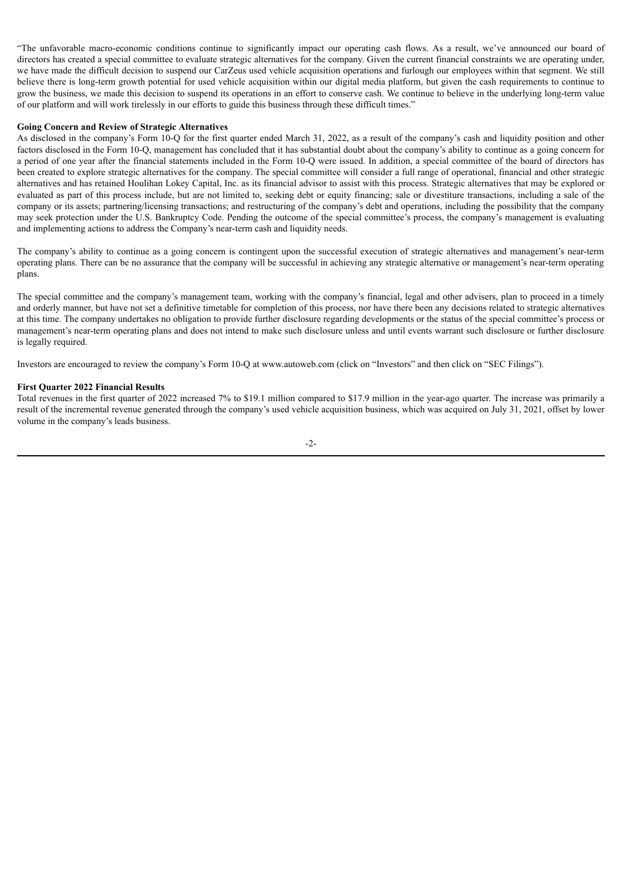"The unfavorable macro-economic conditions continue to significantly impact our operating cash flows. As a result, we've announced our board of directors has created a special committee to evaluate strategic alternatives for the company. Given the current financial constraints we are operating under, we have made the difficult decision to suspend our CarZeus used vehicle acquisition operations and furlough our employees within that segment. We still believe there is long-term growth potential for used vehicle acquisition within our digital media platform, but given the cash requirements to continue to grow the business, we made this decision to suspend its operations in an effort to conserve cash. We continue to believe in the underlying long-term value of our platform and will work tirelessly in our efforts to guide this business through these difficult times."

**Going Concern and Review of Strategic Alternatives**

As disclosed in the company's Form 10-Q for the first quarter ended March 31, 2022, as a result of the company's cash and liquidity position and other factors disclosed in the Form 10-Q, management has concluded that it has substantial doubt about the company's ability to continue as a going concern for a period of one year after the financial statements included in the Form 10-Q were issued. In addition, a special committee of the board of directors has been created to explore strategic alternatives for the company. The special committee will consider a full range of operational, financial and other strategic alternatives and has retained Houlihan Lokey Capital, Inc. as its financial advisor to assist with this process. Strategic alternatives that may be explored or evaluated as part of this process include, but are not limited to, seeking debt or equity financing; sale or divestiture transactions, including a sale of the company or its assets; partnering/licensing transactions; and restructuring of the company's debt and operations, including the possibility that the company may seek protection under the U.S. Bankruptcy Code. Pending the outcome of the special committee's process, the company's management is evaluating and implementing actions to address the Company's near-term cash and liquidity needs.

The company's ability to continue as a going concern is contingent upon the successful execution of strategic alternatives and management's near-term operating plans. There can be no assurance that the company will be successful in achieving any strategic alternative or management's near-term operating plans.

The special committee and the company's management team, working with the company's financial, legal and other advisers, plan to proceed in a timely and orderly manner, but have not set a definitive timetable for completion of this process, nor have there been any decisions related to strategic alternatives at this time. The company undertakes no obligation to provide further disclosure regarding developments or the status of the special committee's process or management's near-term operating plans and does not intend to make such disclosure unless and until events warrant such disclosure or further disclosure is legally required.

Investors are encouraged to review the company's Form 10-Q at www.autoweb.com (click on "Investors" and then click on "SEC Filings").

**First Quarter 2022 Financial Results**

Total revenues in the first quarter of 2022 increased 7% to $19.1 million compared to $17.9 million in the year-ago quarter. The increase was primarily a result of the incremental revenue generated through the company's used vehicle acquisition business, which was acquired on July 31, 2021, offset by lower volume in the company's leads business.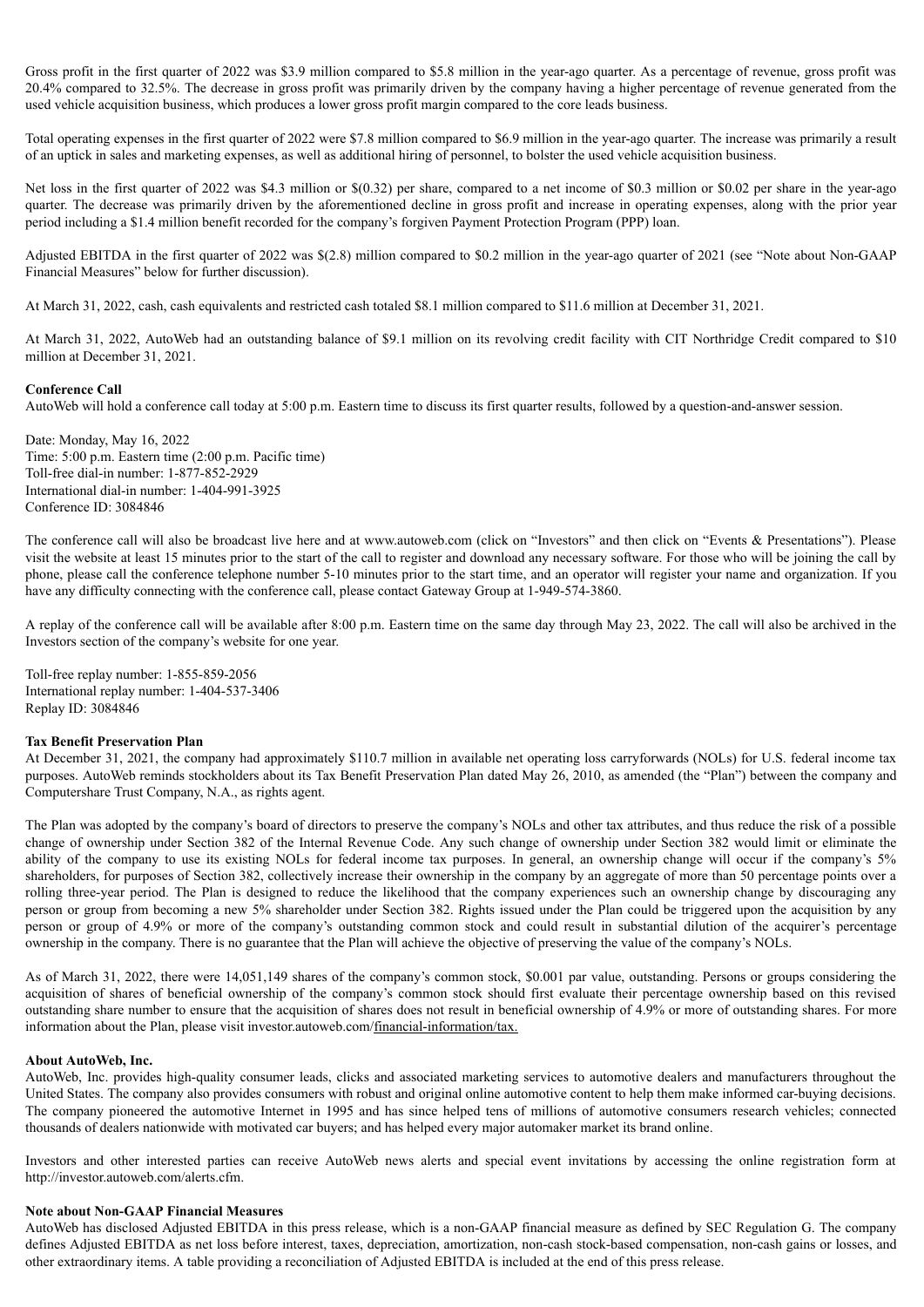Gross profit in the first quarter of 2022 was $3.9 million compared to $5.8 million in the year-ago quarter. As a percentage of revenue, gross profit was 20.4% compared to 32.5%. The decrease in gross profit was primarily driven by the company having a higher percentage of revenue generated from the used vehicle acquisition business, which produces a lower gross profit margin compared to the core leads business.

Total operating expenses in the first quarter of 2022 were $7.8 million compared to $6.9 million in the year-ago quarter. The increase was primarily a result of an uptick in sales and marketing expenses, as well as additional hiring of personnel, to bolster the used vehicle acquisition business.

Net loss in the first quarter of 2022 was $4.3 million or $(0.32) per share, compared to a net income of $0.3 million or $0.02 per share in the year-ago quarter. The decrease was primarily driven by the aforementioned decline in gross profit and increase in operating expenses, along with the prior year period including a $1.4 million benefit recorded for the company's forgiven Payment Protection Program (PPP) loan.

Adjusted EBITDA in the first quarter of 2022 was $(2.8) million compared to $0.2 million in the year-ago quarter of 2021 (see "Note about Non-GAAP Financial Measures" below for further discussion).

At March 31, 2022, cash, cash equivalents and restricted cash totaled $8.1 million compared to $11.6 million at December 31, 2021.

At March 31, 2022, AutoWeb had an outstanding balance of $9.1 million on its revolving credit facility with CIT Northridge Credit compared to $10 million at December 31, 2021.

**Conference Call**

AutoWeb will hold a conference call today at 5:00 p.m. Eastern time to discuss its first quarter results, followed by a question-and-answer session.

Date: Monday, May 16, 2022
Time: 5:00 p.m. Eastern time (2:00 p.m. Pacific time)
Toll-free dial-in number: 1-877-852-2929
International dial-in number: 1-404-991-3925
Conference ID: 3084846

The conference call will also be broadcast live here and at www.autoweb.com (click on "Investors" and then click on "Events & Presentations"). Please visit the website at least 15 minutes prior to the start of the call to register and download any necessary software. For those who will be joining the call by phone, please call the conference telephone number 5-10 minutes prior to the start time, and an operator will register your name and organization. If you have any difficulty connecting with the conference call, please contact Gateway Group at 1-949-574-3860.

A replay of the conference call will be available after 8:00 p.m. Eastern time on the same day through May 23, 2022. The call will also be archived in the Investors section of the company's website for one year.

Toll-free replay number: 1-855-859-2056
International replay number: 1-404-537-3406
Replay ID: 3084846

**Tax Benefit Preservation Plan**

At December 31, 2021, the company had approximately $110.7 million in available net operating loss carryforwards (NOLs) for U.S. federal income tax purposes. AutoWeb reminds stockholders about its Tax Benefit Preservation Plan dated May 26, 2010, as amended (the "Plan") between the company and Computershare Trust Company, N.A., as rights agent.

The Plan was adopted by the company's board of directors to preserve the company's NOLs and other tax attributes, and thus reduce the risk of a possible change of ownership under Section 382 of the Internal Revenue Code. Any such change of ownership under Section 382 would limit or eliminate the ability of the company to use its existing NOLs for federal income tax purposes. In general, an ownership change will occur if the company's 5% shareholders, for purposes of Section 382, collectively increase their ownership in the company by an aggregate of more than 50 percentage points over a rolling three-year period. The Plan is designed to reduce the likelihood that the company experiences such an ownership change by discouraging any person or group from becoming a new 5% shareholder under Section 382. Rights issued under the Plan could be triggered upon the acquisition by any person or group of 4.9% or more of the company's outstanding common stock and could result in substantial dilution of the acquirer's percentage ownership in the company. There is no guarantee that the Plan will achieve the objective of preserving the value of the company's NOLs.

As of March 31, 2022, there were 14,051,149 shares of the company's common stock, $0.001 par value, outstanding. Persons or groups considering the acquisition of shares of beneficial ownership of the company's common stock should first evaluate their percentage ownership based on this revised outstanding share number to ensure that the acquisition of shares does not result in beneficial ownership of 4.9% or more of outstanding shares. For more information about the Plan, please visit investor.autoweb.com/financial-information/tax.

**About AutoWeb, Inc.**

AutoWeb, Inc. provides high-quality consumer leads, clicks and associated marketing services to automotive dealers and manufacturers throughout the United States. The company also provides consumers with robust and original online automotive content to help them make informed car-buying decisions. The company pioneered the automotive Internet in 1995 and has since helped tens of millions of automotive consumers research vehicles; connected thousands of dealers nationwide with motivated car buyers; and has helped every major automaker market its brand online.

Investors and other interested parties can receive AutoWeb news alerts and special event invitations by accessing the online registration form at http://investor.autoweb.com/alerts.cfm.

**Note about Non-GAAP Financial Measures**

AutoWeb has disclosed Adjusted EBITDA in this press release, which is a non-GAAP financial measure as defined by SEC Regulation G. The company defines Adjusted EBITDA as net loss before interest, taxes, depreciation, amortization, non-cash stock-based compensation, non-cash gains or losses, and other extraordinary items. A table providing a reconciliation of Adjusted EBITDA is included at the end of this press release.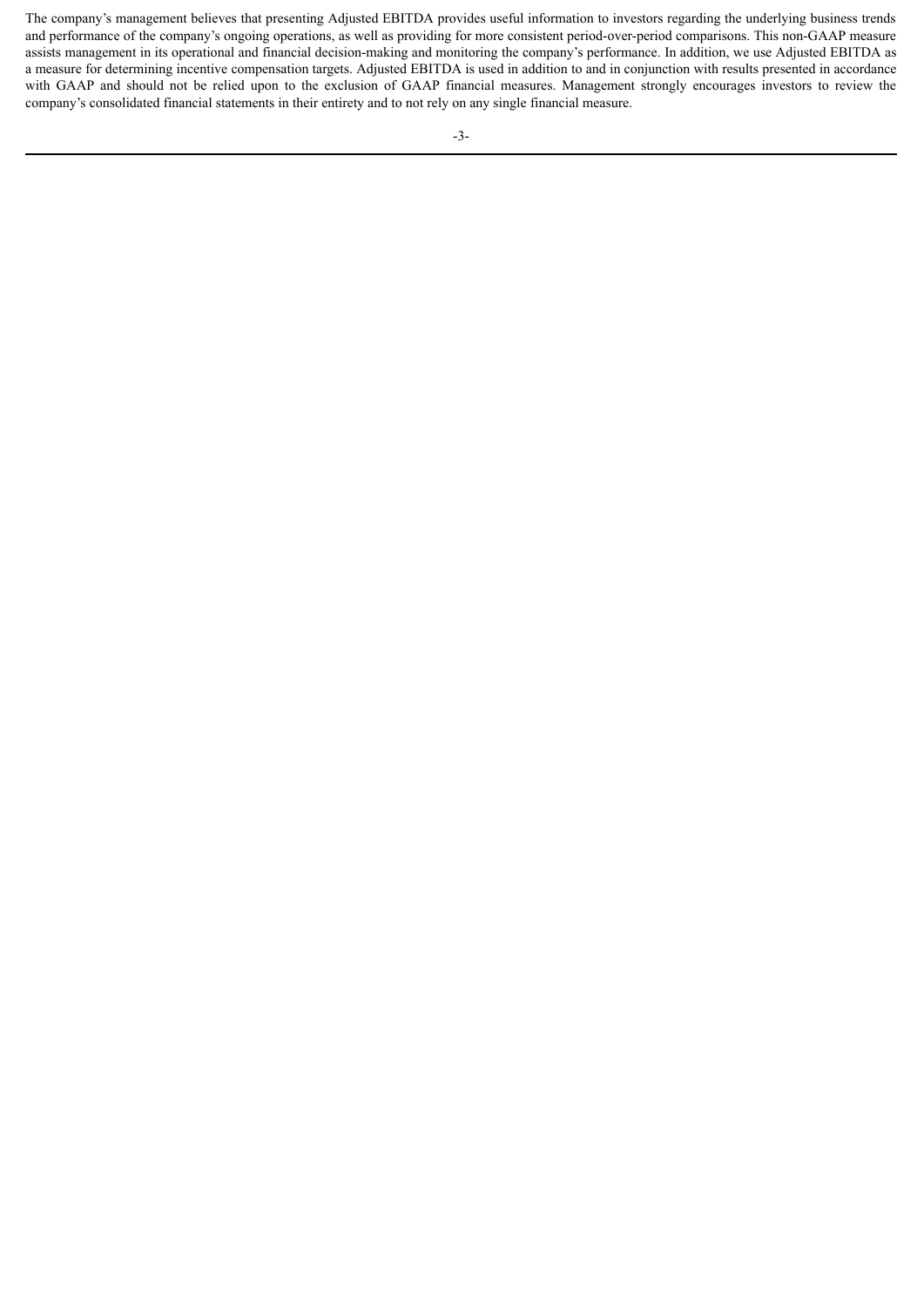The company's management believes that presenting Adjusted EBITDA provides useful information to investors regarding the underlying business trends and performance of the company's ongoing operations, as well as providing for more consistent period-over-period comparisons. This non-GAAP measure assists management in its operational and financial decision-making and monitoring the company's performance. In addition, we use Adjusted EBITDA as a measure for determining incentive compensation targets. Adjusted EBITDA is used in addition to and in conjunction with results presented in accordance with GAAP and should not be relied upon to the exclusion of GAAP financial measures. Management strongly encourages investors to review the company's consolidated financial statements in their entirety and to not rely on any single financial measure.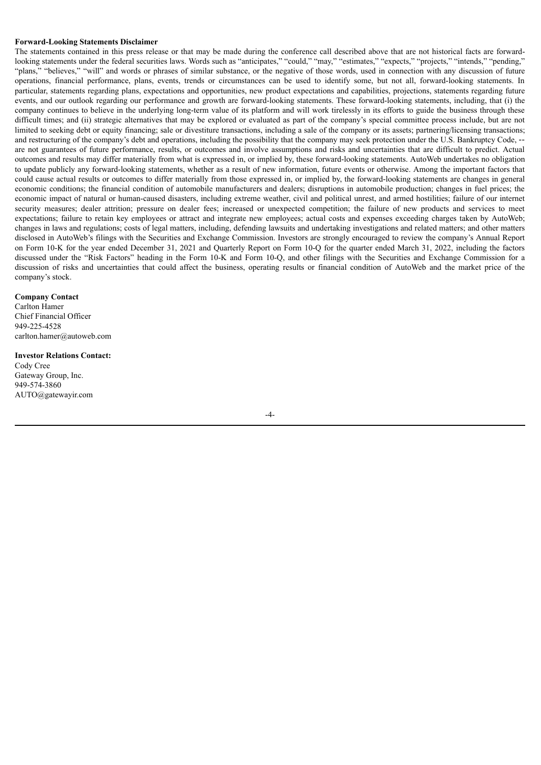**Forward-Looking Statements Disclaimer**

The statements contained in this press release or that may be made during the conference call described above that are not historical facts are forward-looking statements under the federal securities laws. Words such as "anticipates," "could," "may," "estimates," "expects," "projects," "intends," "pending," "plans," "believes," "will" and words or phrases of similar substance, or the negative of those words, used in connection with any discussion of future operations, financial performance, plans, events, trends or circumstances can be used to identify some, but not all, forward-looking statements. In particular, statements regarding plans, expectations and opportunities, new product expectations and capabilities, projections, statements regarding future events, and our outlook regarding our performance and growth are forward-looking statements. These forward-looking statements, including, that (i) the company continues to believe in the underlying long-term value of its platform and will work tirelessly in its efforts to guide the business through these difficult times; and (ii) strategic alternatives that may be explored or evaluated as part of the company's special committee process include, but are not limited to seeking debt or equity financing; sale or divestiture transactions, including a sale of the company or its assets; partnering/licensing transactions; and restructuring of the company's debt and operations, including the possibility that the company may seek protection under the U.S. Bankruptcy Code, -- are not guarantees of future performance, results, or outcomes and involve assumptions and risks and uncertainties that are difficult to predict. Actual outcomes and results may differ materially from what is expressed in, or implied by, these forward-looking statements. AutoWeb undertakes no obligation to update publicly any forward-looking statements, whether as a result of new information, future events or otherwise. Among the important factors that could cause actual results or outcomes to differ materially from those expressed in, or implied by, the forward-looking statements are changes in general economic conditions; the financial condition of automobile manufacturers and dealers; disruptions in automobile production; changes in fuel prices; the economic impact of natural or human-caused disasters, including extreme weather, civil and political unrest, and armed hostilities; failure of our internet security measures; dealer attrition; pressure on dealer fees; increased or unexpected competition; the failure of new products and services to meet expectations; failure to retain key employees or attract and integrate new employees; actual costs and expenses exceeding charges taken by AutoWeb; changes in laws and regulations; costs of legal matters, including, defending lawsuits and undertaking investigations and related matters; and other matters disclosed in AutoWeb's filings with the Securities and Exchange Commission. Investors are strongly encouraged to review the company's Annual Report on Form 10-K for the year ended December 31, 2021 and Quarterly Report on Form 10-Q for the quarter ended March 31, 2022, including the factors discussed under the "Risk Factors" heading in the Form 10-K and Form 10-Q, and other filings with the Securities and Exchange Commission for a discussion of risks and uncertainties that could affect the business, operating results or financial condition of AutoWeb and the market price of the company's stock.

**Company Contact**

Carlton Hamer  
Chief Financial Officer  
949-225-4528  
carlton.hamer@autoweb.com

**Investor Relations Contact:**

Cody Cree  
Gateway Group, Inc.  
949-574-3860  
AUTO@gatewayir.com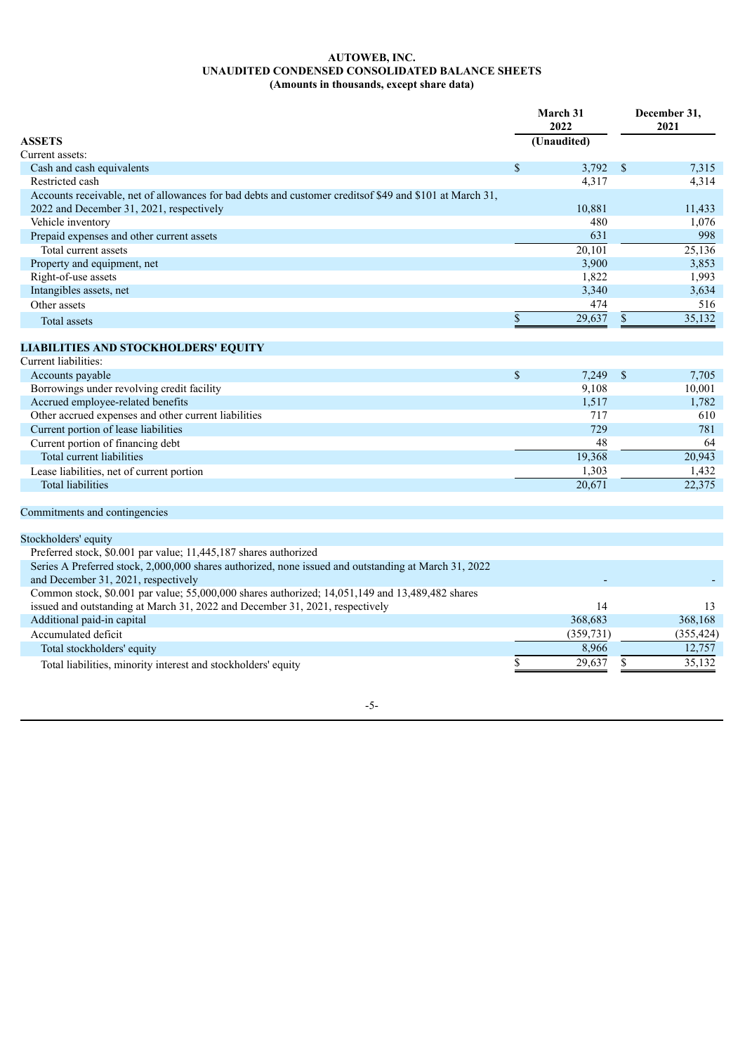**AUTOWEB, INC.**
**UNAUDITED CONDENSED CONSOLIDATED BALANCE SHEETS**
**(Amounts in thousands, except share data)**

| | March 31 2022 (Unaudited) | December 31, 2021 |
|---|---|---|
| **ASSETS** | | |
| Current assets: | | |
| Cash and cash equivalents | $ 3,792 | $ 7,315 |
| Restricted cash | 4,317 | 4,314 |
| Accounts receivable, net of allowances for bad debts and customer creditsof $49 and $101 at March 31, 2022 and December 31, 2021, respectively | 10,881 | 11,433 |
| Vehicle inventory | 480 | 1,076 |
| Prepaid expenses and other current assets | 631 | 998 |
| Total current assets | 20,101 | 25,136 |
| Property and equipment, net | 3,900 | 3,853 |
| Right-of-use assets | 1,822 | 1,993 |
| Intangibles assets, net | 3,340 | 3,634 |
| Other assets | 474 | 516 |
| Total assets | $ 29,637 | $ 35,132 |
| | | |
| **LIABILITIES AND STOCKHOLDERS' EQUITY** | | |
| Current liabilities: | | |
| Accounts payable | $ 7,249 | $ 7,705 |
| Borrowings under revolving credit facility | 9,108 | 10,001 |
| Accrued employee-related benefits | 1,517 | 1,782 |
| Other accrued expenses and other current liabilities | 717 | 610 |
| Current portion of lease liabilities | 729 | 781 |
| Current portion of financing debt | 48 | 64 |
| Total current liabilities | 19,368 | 20,943 |
| Lease liabilities, net of current portion | 1,303 | 1,432 |
| Total liabilities | 20,671 | 22,375 |
| | | |
| Commitments and contingencies | | |
| | | |
| Stockholders' equity | | |
| Preferred stock, $0.001 par value; 11,445,187 shares authorized | | |
| Series A Preferred stock, 2,000,000 shares authorized, none issued and outstanding at March 31, 2022 and December 31, 2021, respectively | - | - |
| Common stock, $0.001 par value; 55,000,000 shares authorized; 14,051,149 and 13,489,482 shares issued and outstanding at March 31, 2022 and December 31, 2021, respectively | 14 | 13 |
| Additional paid-in capital | 368,683 | 368,168 |
| Accumulated deficit | (359,731) | (355,424) |
| Total stockholders' equity | 8,966 | 12,757 |
| Total liabilities, minority interest and stockholders' equity | $ 29,637 | $ 35,132 |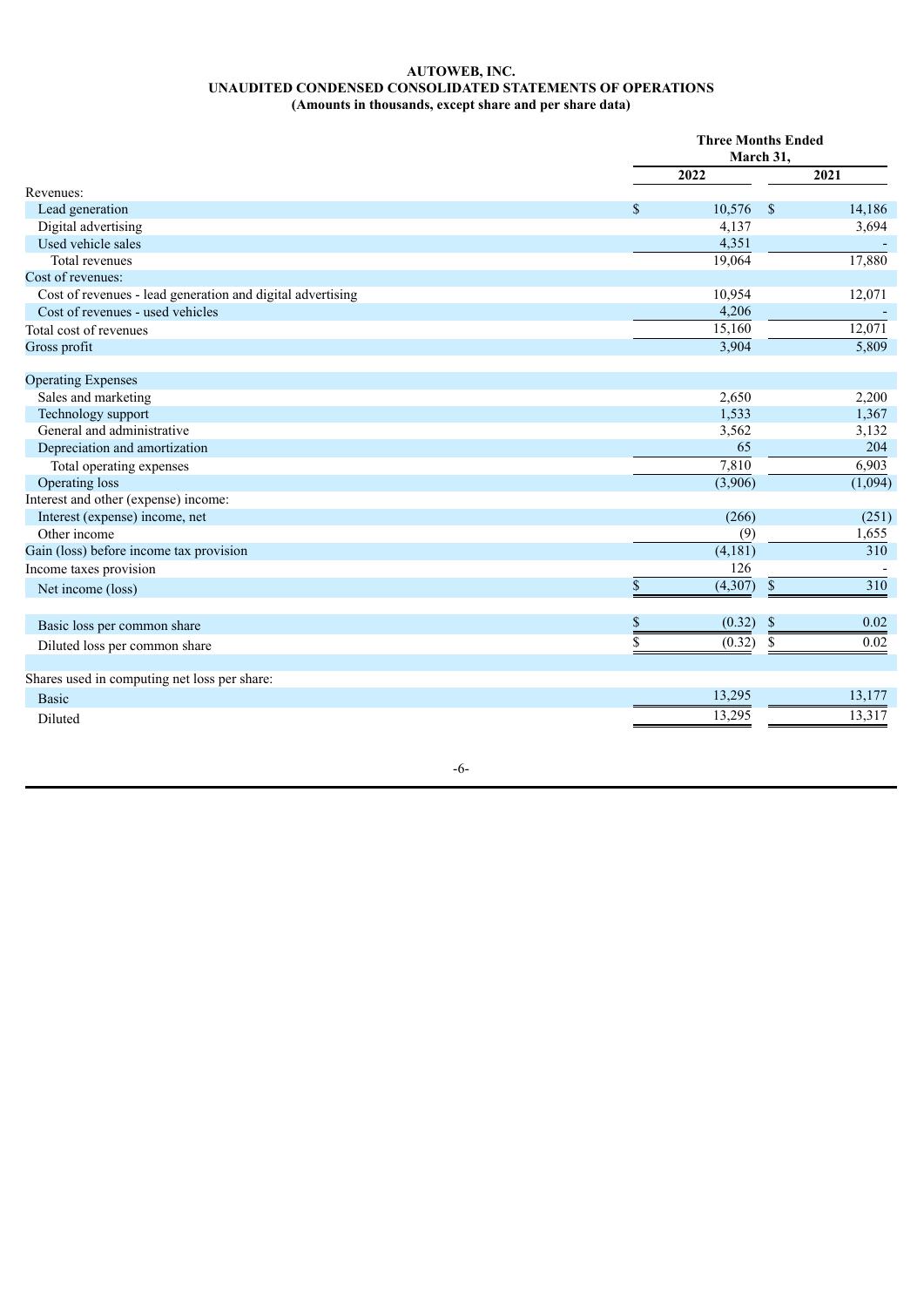**AUTOWEB, INC.**
**UNAUDITED CONDENSED CONSOLIDATED STATEMENTS OF OPERATIONS**
**(Amounts in thousands, except share and per share data)**

| | Three Months Ended March 31, | |
|---|---|---|
| | 2022 | 2021 |
| Revenues: | | |
| Lead generation | $ 10,576 | $ 14,186 |
| Digital advertising | 4,137 | 3,694 |
| Used vehicle sales | 4,351 | - |
| Total revenues | 19,064 | 17,880 |
| Cost of revenues: | | |
| Cost of revenues - lead generation and digital advertising | 10,954 | 12,071 |
| Cost of revenues - used vehicles | 4,206 | - |
| Total cost of revenues | 15,160 | 12,071 |
| Gross profit | 3,904 | 5,809 |
| | | |
| Operating Expenses | | |
| Sales and marketing | 2,650 | 2,200 |
| Technology support | 1,533 | 1,367 |
| General and administrative | 3,562 | 3,132 |
| Depreciation and amortization | 65 | 204 |
| Total operating expenses | 7,810 | 6,903 |
| Operating loss | (3,906) | (1,094) |
| Interest and other (expense) income: | | |
| Interest (expense) income, net | (266) | (251) |
| Other income | (9) | 1,655 |
| Gain (loss) before income tax provision | (4,181) | 310 |
| Income taxes provision | 126 | - |
| Net income (loss) | $ (4,307) | $ 310 |
| | | |
| Basic loss per common share | $ (0.32) | $ 0.02 |
| Diluted loss per common share | $ (0.32) | $ 0.02 |
| | | |
| Shares used in computing net loss per share: | | |
| Basic | 13,295 | 13,177 |
| Diluted | 13,295 | 13,317 |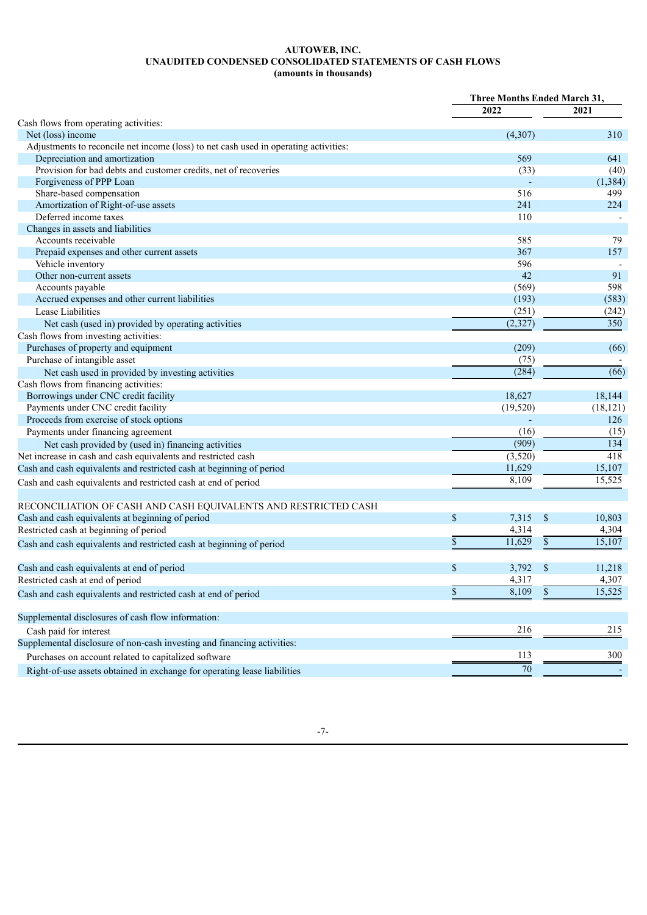**AUTOWEB, INC.**
**UNAUDITED CONDENSED CONSOLIDATED STATEMENTS OF CASH FLOWS**
**(amounts in thousands)**

| | Three Months Ended March 31, | |
|---|---|---|
| | 2022 | 2021 |
| Cash flows from operating activities: | | |
| Net (loss) income | (4,307) | 310 |
| Adjustments to reconcile net income (loss) to net cash used in operating activities: | | |
| Depreciation and amortization | 569 | 641 |
| Provision for bad debts and customer credits, net of recoveries | (33) | (40) |
| Forgiveness of PPP Loan | - | (1,384) |
| Share-based compensation | 516 | 499 |
| Amortization of Right-of-use assets | 241 | 224 |
| Deferred income taxes | 110 | - |
| Changes in assets and liabilities | | |
| Accounts receivable | 585 | 79 |
| Prepaid expenses and other current assets | 367 | 157 |
| Vehicle inventory | 596 | - |
| Other non-current assets | 42 | 91 |
| Accounts payable | (569) | 598 |
| Accrued expenses and other current liabilities | (193) | (583) |
| Lease Liabilities | (251) | (242) |
| Net cash (used in) provided by operating activities | (2,327) | 350 |
| Cash flows from investing activities: | | |
| Purchases of property and equipment | (209) | (66) |
| Purchase of intangible asset | (75) | - |
| Net cash used in provided by investing activities | (284) | (66) |
| Cash flows from financing activities: | | |
| Borrowings under CNC credit facility | 18,627 | 18,144 |
| Payments under CNC credit facility | (19,520) | (18,121) |
| Proceeds from exercise of stock options | - | 126 |
| Payments under financing agreement | (16) | (15) |
| Net cash provided by (used in) financing activities | (909) | 134 |
| Net increase in cash and cash equivalents and restricted cash | (3,520) | 418 |
| Cash and cash equivalents and restricted cash at beginning of period | 11,629 | 15,107 |
| Cash and cash equivalents and restricted cash at end of period | 8,109 | 15,525 |
| | | |
| RECONCILIATION OF CASH AND CASH EQUIVALENTS AND RESTRICTED CASH | | |
| Cash and cash equivalents at beginning of period | $ 7,315 | $ 10,803 |
| Restricted cash at beginning of period | 4,314 | 4,304 |
| Cash and cash equivalents and restricted cash at beginning of period | $ 11,629 | $ 15,107 |
| | | |
| Cash and cash equivalents at end of period | $ 3,792 | $ 11,218 |
| Restricted cash at end of period | 4,317 | 4,307 |
| Cash and cash equivalents and restricted cash at end of period | $ 8,109 | $ 15,525 |
| | | |
| Supplemental disclosures of cash flow information: | | |
| Cash paid for interest | 216 | 215 |
| Supplemental disclosure of non-cash investing and financing activities: | | |
| Purchases on account related to capitalized software | 113 | 300 |
| Right-of-use assets obtained in exchange for operating lease liabilities | 70 | - |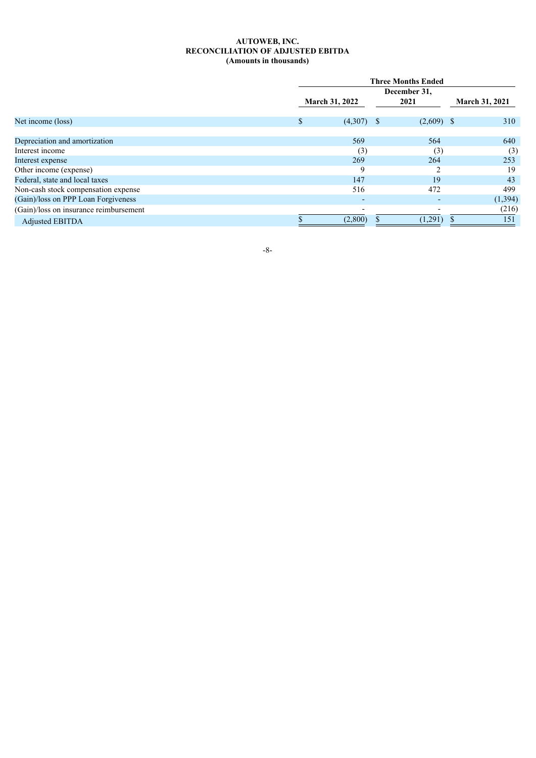**AUTOWEB, INC.**
**RECONCILIATION OF ADJUSTED EBITDA**
**(Amounts in thousands)**

| | Three Months Ended | | |
|---|---|---|---|
| | March 31, 2022 | December 31, 2021 | March 31, 2021 |
| Net income (loss) | $ (4,307) | $ (2,609) | $ 310 |
| Depreciation and amortization | 569 | 564 | 640 |
| Interest income | (3) | (3) | (3) |
| Interest expense | 269 | 264 | 253 |
| Other income (expense) | 9 | 2 | 19 |
| Federal, state and local taxes | 147 | 19 | 43 |
| Non-cash stock compensation expense | 516 | 472 | 499 |
| (Gain)/loss on PPP Loan Forgiveness | - | - | (1,394) |
| (Gain)/loss on insurance reimbursement | - | - | (216) |
| Adjusted EBITDA | $ (2,800) | $ (1,291) | $ 151 |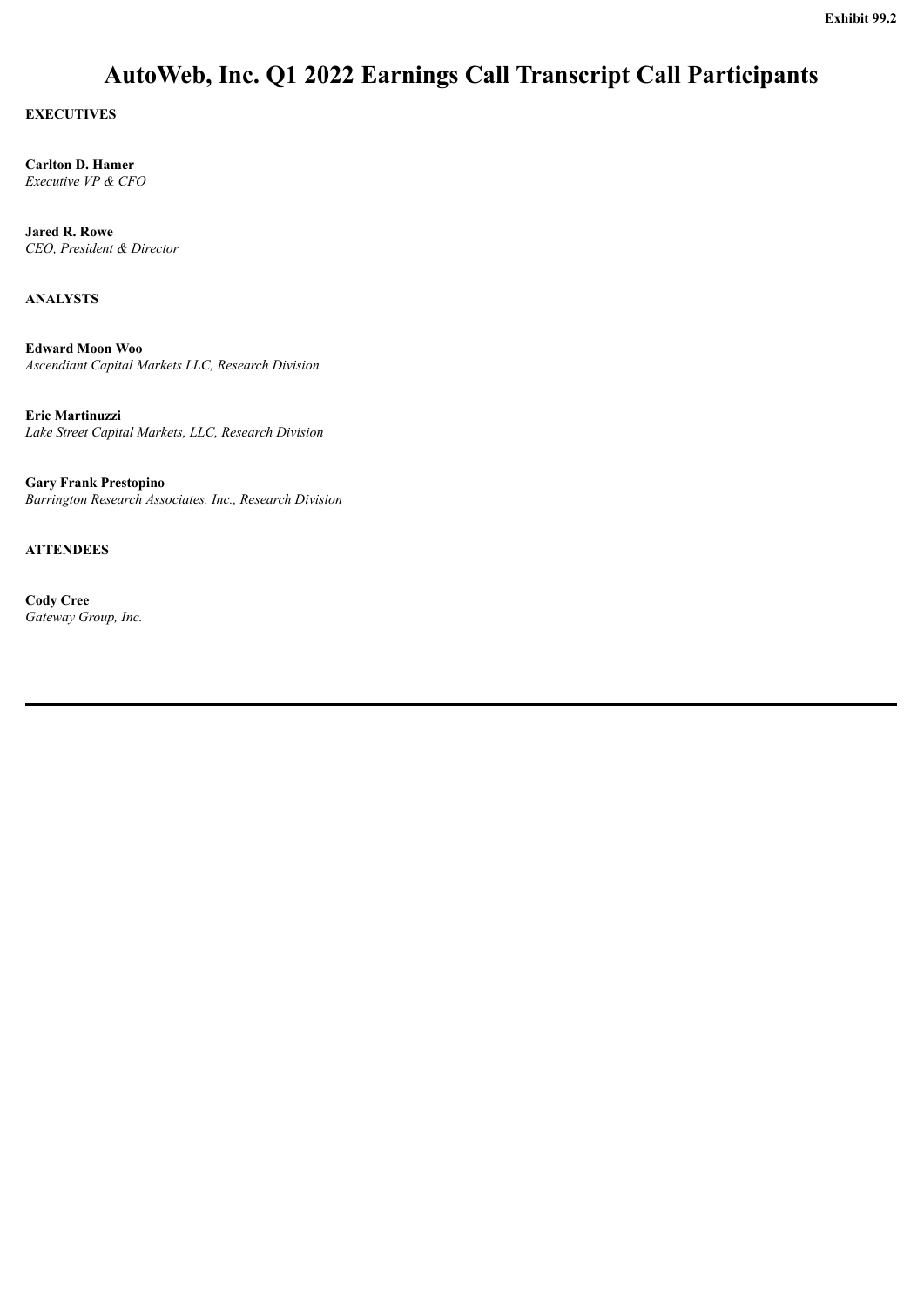Exhibit 99.2

# AutoWeb, Inc. Q1 2022 Earnings Call Transcript Call Participants

**EXECUTIVES**

**Carlton D. Hamer**
*Executive VP & CFO*

**Jared R. Rowe**
*CEO, President & Director*

**ANALYSTS**

**Edward Moon Woo**
*Ascendiant Capital Markets LLC, Research Division*

**Eric Martinuzzi**
*Lake Street Capital Markets, LLC, Research Division*

**Gary Frank Prestopino**
*Barrington Research Associates, Inc., Research Division*

**ATTENDEES**

**Cody Cree**
*Gateway Group, Inc.*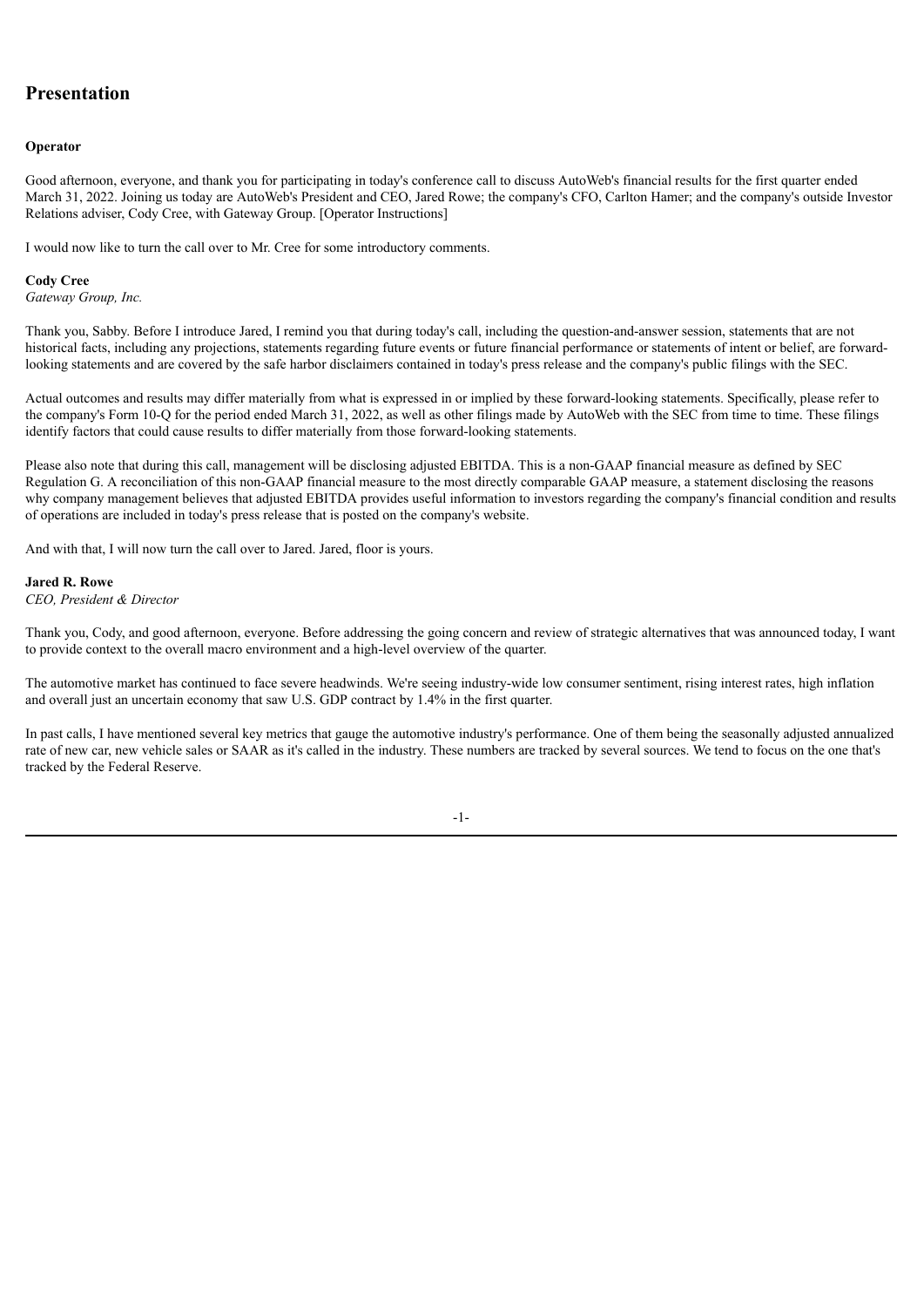# Presentation

**Operator**

Good afternoon, everyone, and thank you for participating in today's conference call to discuss AutoWeb's financial results for the first quarter ended March 31, 2022. Joining us today are AutoWeb's President and CEO, Jared Rowe; the company's CFO, Carlton Hamer; and the company's outside Investor Relations adviser, Cody Cree, with Gateway Group. [Operator Instructions]

I would now like to turn the call over to Mr. Cree for some introductory comments.

**Cody Cree**
*Gateway Group, Inc.*

Thank you, Sabby. Before I introduce Jared, I remind you that during today's call, including the question-and-answer session, statements that are not historical facts, including any projections, statements regarding future events or future financial performance or statements of intent or belief, are forward-looking statements and are covered by the safe harbor disclaimers contained in today's press release and the company's public filings with the SEC.

Actual outcomes and results may differ materially from what is expressed in or implied by these forward-looking statements. Specifically, please refer to the company's Form 10-Q for the period ended March 31, 2022, as well as other filings made by AutoWeb with the SEC from time to time. These filings identify factors that could cause results to differ materially from those forward-looking statements.

Please also note that during this call, management will be disclosing adjusted EBITDA. This is a non-GAAP financial measure as defined by SEC Regulation G. A reconciliation of this non-GAAP financial measure to the most directly comparable GAAP measure, a statement disclosing the reasons why company management believes that adjusted EBITDA provides useful information to investors regarding the company's financial condition and results of operations are included in today's press release that is posted on the company's website.

And with that, I will now turn the call over to Jared. Jared, floor is yours.

**Jared R. Rowe**
*CEO, President & Director*

Thank you, Cody, and good afternoon, everyone. Before addressing the going concern and review of strategic alternatives that was announced today, I want to provide context to the overall macro environment and a high-level overview of the quarter.

The automotive market has continued to face severe headwinds. We're seeing industry-wide low consumer sentiment, rising interest rates, high inflation and overall just an uncertain economy that saw U.S. GDP contract by 1.4% in the first quarter.

In past calls, I have mentioned several key metrics that gauge the automotive industry's performance. One of them being the seasonally adjusted annualized rate of new car, new vehicle sales or SAAR as it's called in the industry. These numbers are tracked by several sources. We tend to focus on the one that's tracked by the Federal Reserve.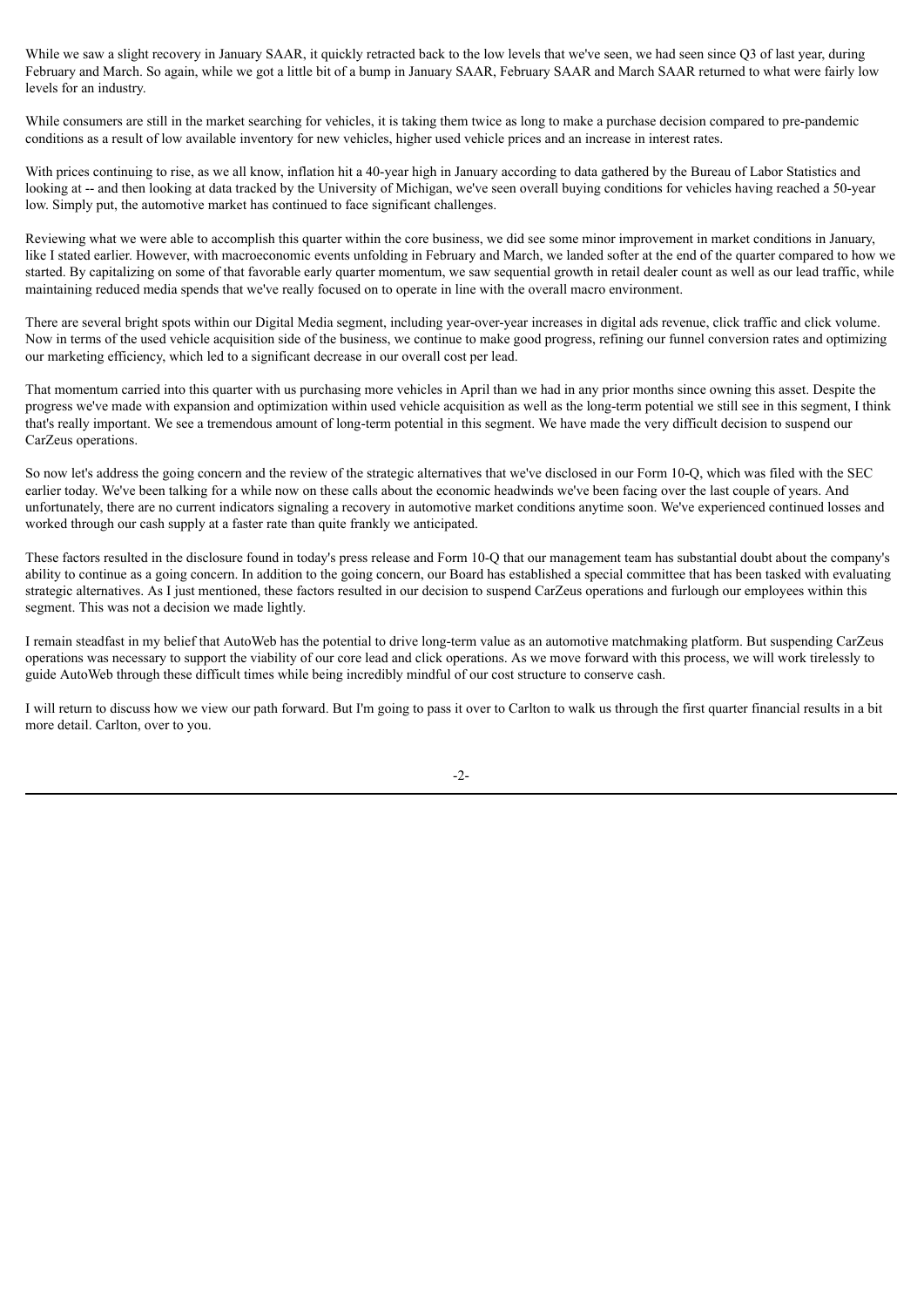While we saw a slight recovery in January SAAR, it quickly retracted back to the low levels that we've seen, we had seen since Q3 of last year, during February and March. So again, while we got a little bit of a bump in January SAAR, February SAAR and March SAAR returned to what were fairly low levels for an industry.

While consumers are still in the market searching for vehicles, it is taking them twice as long to make a purchase decision compared to pre-pandemic conditions as a result of low available inventory for new vehicles, higher used vehicle prices and an increase in interest rates.

With prices continuing to rise, as we all know, inflation hit a 40-year high in January according to data gathered by the Bureau of Labor Statistics and looking at -- and then looking at data tracked by the University of Michigan, we've seen overall buying conditions for vehicles having reached a 50-year low. Simply put, the automotive market has continued to face significant challenges.

Reviewing what we were able to accomplish this quarter within the core business, we did see some minor improvement in market conditions in January, like I stated earlier. However, with macroeconomic events unfolding in February and March, we landed softer at the end of the quarter compared to how we started. By capitalizing on some of that favorable early quarter momentum, we saw sequential growth in retail dealer count as well as our lead traffic, while maintaining reduced media spends that we've really focused on to operate in line with the overall macro environment.

There are several bright spots within our Digital Media segment, including year-over-year increases in digital ads revenue, click traffic and click volume. Now in terms of the used vehicle acquisition side of the business, we continue to make good progress, refining our funnel conversion rates and optimizing our marketing efficiency, which led to a significant decrease in our overall cost per lead.

That momentum carried into this quarter with us purchasing more vehicles in April than we had in any prior months since owning this asset. Despite the progress we've made with expansion and optimization within used vehicle acquisition as well as the long-term potential we still see in this segment, I think that's really important. We see a tremendous amount of long-term potential in this segment. We have made the very difficult decision to suspend our CarZeus operations.

So now let's address the going concern and the review of the strategic alternatives that we've disclosed in our Form 10-Q, which was filed with the SEC earlier today. We've been talking for a while now on these calls about the economic headwinds we've been facing over the last couple of years. And unfortunately, there are no current indicators signaling a recovery in automotive market conditions anytime soon. We've experienced continued losses and worked through our cash supply at a faster rate than quite frankly we anticipated.

These factors resulted in the disclosure found in today's press release and Form 10-Q that our management team has substantial doubt about the company's ability to continue as a going concern. In addition to the going concern, our Board has established a special committee that has been tasked with evaluating strategic alternatives. As I just mentioned, these factors resulted in our decision to suspend CarZeus operations and furlough our employees within this segment. This was not a decision we made lightly.

I remain steadfast in my belief that AutoWeb has the potential to drive long-term value as an automotive matchmaking platform. But suspending CarZeus operations was necessary to support the viability of our core lead and click operations. As we move forward with this process, we will work tirelessly to guide AutoWeb through these difficult times while being incredibly mindful of our cost structure to conserve cash.

I will return to discuss how we view our path forward. But I'm going to pass it over to Carlton to walk us through the first quarter financial results in a bit more detail. Carlton, over to you.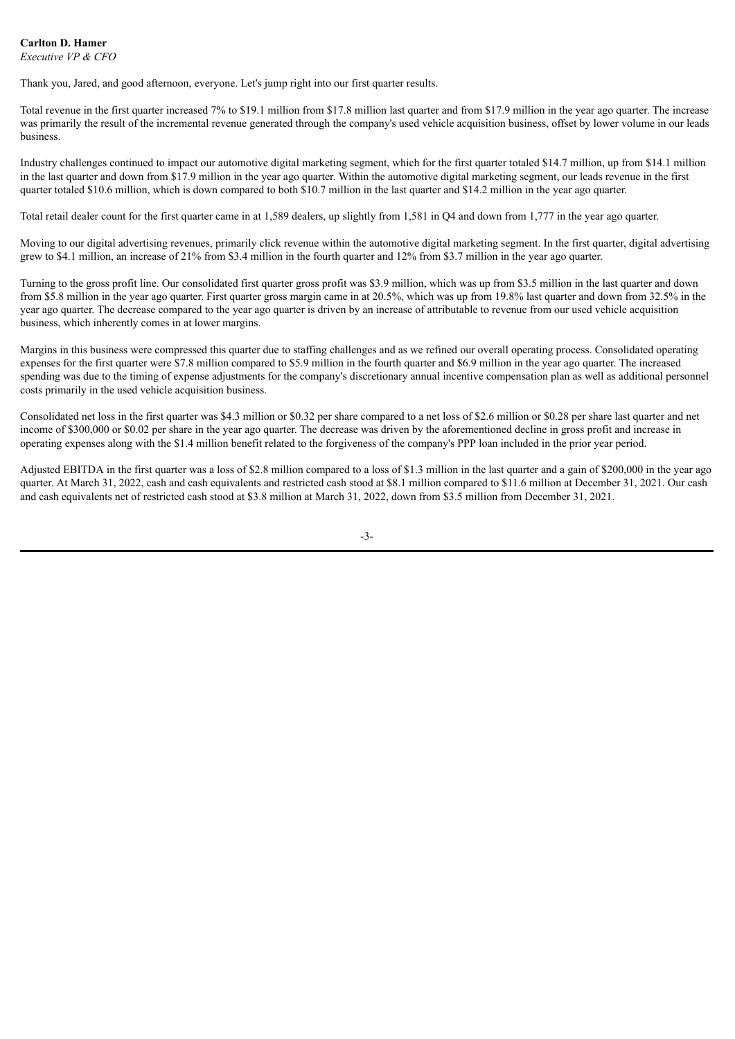**Carlton D. Hamer**
*Executive VP & CFO*

Thank you, Jared, and good afternoon, everyone. Let's jump right into our first quarter results.

Total revenue in the first quarter increased 7% to $19.1 million from $17.8 million last quarter and from $17.9 million in the year ago quarter. The increase was primarily the result of the incremental revenue generated through the company's used vehicle acquisition business, offset by lower volume in our leads business.

Industry challenges continued to impact our automotive digital marketing segment, which for the first quarter totaled $14.7 million, up from $14.1 million in the last quarter and down from $17.9 million in the year ago quarter. Within the automotive digital marketing segment, our leads revenue in the first quarter totaled $10.6 million, which is down compared to both $10.7 million in the last quarter and $14.2 million in the year ago quarter.

Total retail dealer count for the first quarter came in at 1,589 dealers, up slightly from 1,581 in Q4 and down from 1,777 in the year ago quarter.

Moving to our digital advertising revenues, primarily click revenue within the automotive digital marketing segment. In the first quarter, digital advertising grew to $4.1 million, an increase of 21% from $3.4 million in the fourth quarter and 12% from $3.7 million in the year ago quarter.

Turning to the gross profit line. Our consolidated first quarter gross profit was $3.9 million, which was up from $3.5 million in the last quarter and down from $5.8 million in the year ago quarter. First quarter gross margin came in at 20.5%, which was up from 19.8% last quarter and down from 32.5% in the year ago quarter. The decrease compared to the year ago quarter is driven by an increase of attributable to revenue from our used vehicle acquisition business, which inherently comes in at lower margins.

Margins in this business were compressed this quarter due to staffing challenges and as we refined our overall operating process. Consolidated operating expenses for the first quarter were $7.8 million compared to $5.9 million in the fourth quarter and $6.9 million in the year ago quarter. The increased spending was due to the timing of expense adjustments for the company's discretionary annual incentive compensation plan as well as additional personnel costs primarily in the used vehicle acquisition business.

Consolidated net loss in the first quarter was $4.3 million or $0.32 per share compared to a net loss of $2.6 million or $0.28 per share last quarter and net income of $300,000 or $0.02 per share in the year ago quarter. The decrease was driven by the aforementioned decline in gross profit and increase in operating expenses along with the $1.4 million benefit related to the forgiveness of the company's PPP loan included in the prior year period.

Adjusted EBITDA in the first quarter was a loss of $2.8 million compared to a loss of $1.3 million in the last quarter and a gain of $200,000 in the year ago quarter. At March 31, 2022, cash and cash equivalents and restricted cash stood at $8.1 million compared to $11.6 million at December 31, 2021. Our cash and cash equivalents net of restricted cash stood at $3.8 million at March 31, 2022, down from $3.5 million from December 31, 2021.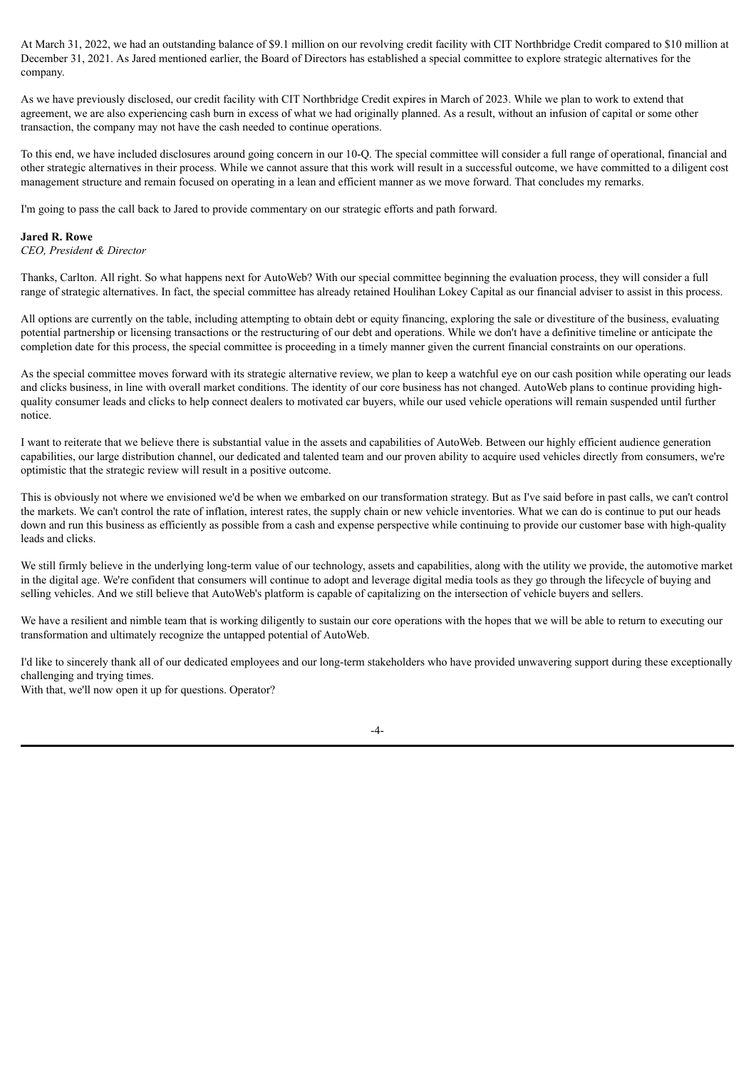At March 31, 2022, we had an outstanding balance of $9.1 million on our revolving credit facility with CIT Northbridge Credit compared to $10 million at December 31, 2021. As Jared mentioned earlier, the Board of Directors has established a special committee to explore strategic alternatives for the company.

As we have previously disclosed, our credit facility with CIT Northbridge Credit expires in March of 2023. While we plan to work to extend that agreement, we are also experiencing cash burn in excess of what we had originally planned. As a result, without an infusion of capital or some other transaction, the company may not have the cash needed to continue operations.

To this end, we have included disclosures around going concern in our 10-Q. The special committee will consider a full range of operational, financial and other strategic alternatives in their process. While we cannot assure that this work will result in a successful outcome, we have committed to a diligent cost management structure and remain focused on operating in a lean and efficient manner as we move forward. That concludes my remarks.

I'm going to pass the call back to Jared to provide commentary on our strategic efforts and path forward.

**Jared R. Rowe**
*CEO, President & Director*

Thanks, Carlton. All right. So what happens next for AutoWeb? With our special committee beginning the evaluation process, they will consider a full range of strategic alternatives. In fact, the special committee has already retained Houlihan Lokey Capital as our financial adviser to assist in this process.

All options are currently on the table, including attempting to obtain debt or equity financing, exploring the sale or divestiture of the business, evaluating potential partnership or licensing transactions or the restructuring of our debt and operations. While we don't have a definitive timeline or anticipate the completion date for this process, the special committee is proceeding in a timely manner given the current financial constraints on our operations.

As the special committee moves forward with its strategic alternative review, we plan to keep a watchful eye on our cash position while operating our leads and clicks business, in line with overall market conditions. The identity of our core business has not changed. AutoWeb plans to continue providing high-quality consumer leads and clicks to help connect dealers to motivated car buyers, while our used vehicle operations will remain suspended until further notice.

I want to reiterate that we believe there is substantial value in the assets and capabilities of AutoWeb. Between our highly efficient audience generation capabilities, our large distribution channel, our dedicated and talented team and our proven ability to acquire used vehicles directly from consumers, we're optimistic that the strategic review will result in a positive outcome.

This is obviously not where we envisioned we'd be when we embarked on our transformation strategy. But as I've said before in past calls, we can't control the markets. We can't control the rate of inflation, interest rates, the supply chain or new vehicle inventories. What we can do is continue to put our heads down and run this business as efficiently as possible from a cash and expense perspective while continuing to provide our customer base with high-quality leads and clicks.

We still firmly believe in the underlying long-term value of our technology, assets and capabilities, along with the utility we provide, the automotive market in the digital age. We're confident that consumers will continue to adopt and leverage digital media tools as they go through the lifecycle of buying and selling vehicles. And we still believe that AutoWeb's platform is capable of capitalizing on the intersection of vehicle buyers and sellers.

We have a resilient and nimble team that is working diligently to sustain our core operations with the hopes that we will be able to return to executing our transformation and ultimately recognize the untapped potential of AutoWeb.

I'd like to sincerely thank all of our dedicated employees and our long-term stakeholders who have provided unwavering support during these exceptionally challenging and trying times.
With that, we'll now open it up for questions. Operator?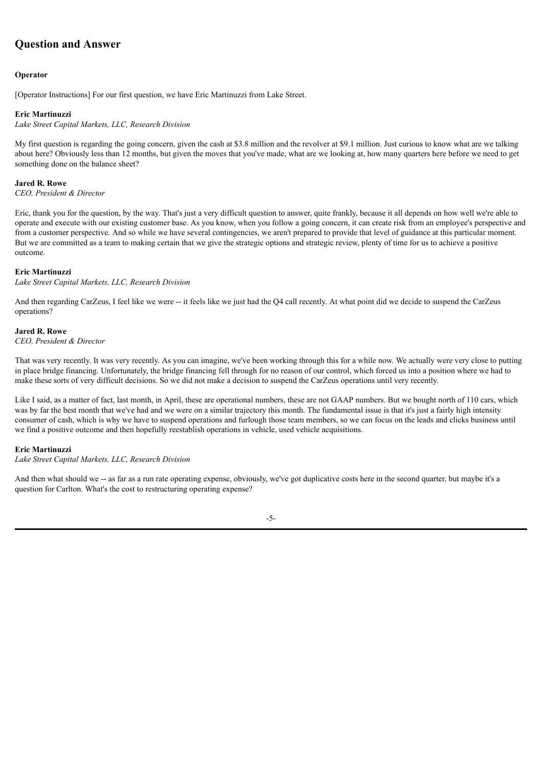## Question and Answer

**Operator**

[Operator Instructions] For our first question, we have Eric Martinuzzi from Lake Street.

**Eric Martinuzzi**

*Lake Street Capital Markets, LLC, Research Division*

My first question is regarding the going concern, given the cash at $3.8 million and the revolver at $9.1 million. Just curious to know what are we talking about here? Obviously less than 12 months, but given the moves that you've made, what are we looking at, how many quarters here before we need to get something done on the balance sheet?

**Jared R. Rowe**

*CEO, President & Director*

Eric, thank you for the question, by the way. That's just a very difficult question to answer, quite frankly, because it all depends on how well we're able to operate and execute with our existing customer base. As you know, when you follow a going concern, it can create risk from an employee's perspective and from a customer perspective. And so while we have several contingencies, we aren't prepared to provide that level of guidance at this particular moment. But we are committed as a team to making certain that we give the strategic options and strategic review, plenty of time for us to achieve a positive outcome.

**Eric Martinuzzi**

*Lake Street Capital Markets, LLC, Research Division*

And then regarding CarZeus, I feel like we were -- it feels like we just had the Q4 call recently. At what point did we decide to suspend the CarZeus operations?

**Jared R. Rowe**

*CEO, President & Director*

That was very recently. It was very recently. As you can imagine, we've been working through this for a while now. We actually were very close to putting in place bridge financing. Unfortunately, the bridge financing fell through for no reason of our control, which forced us into a position where we had to make these sorts of very difficult decisions. So we did not make a decision to suspend the CarZeus operations until very recently.

Like I said, as a matter of fact, last month, in April, these are operational numbers, these are not GAAP numbers. But we bought north of 110 cars, which was by far the best month that we've had and we were on a similar trajectory this month. The fundamental issue is that it's just a fairly high intensity consumer of cash, which is why we have to suspend operations and furlough those team members, so we can focus on the leads and clicks business until we find a positive outcome and then hopefully reestablish operations in vehicle, used vehicle acquisitions.

**Eric Martinuzzi**

*Lake Street Capital Markets, LLC, Research Division*

And then what should we -- as far as a run rate operating expense, obviously, we've got duplicative costs here in the second quarter, but maybe it's a question for Carlton. What's the cost to restructuring operating expense?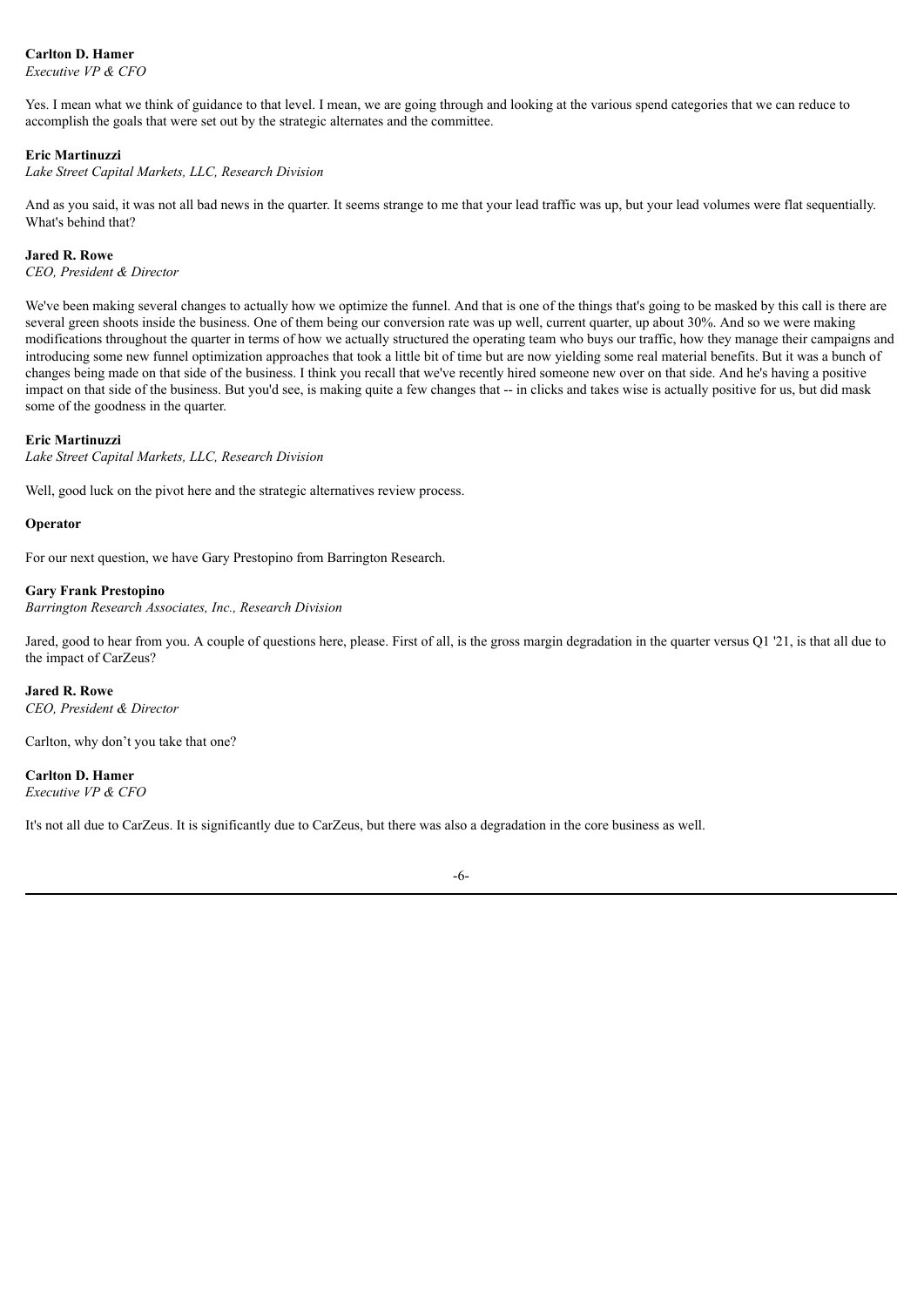**Carlton D. Hamer**
*Executive VP & CFO*

Yes. I mean what we think of guidance to that level. I mean, we are going through and looking at the various spend categories that we can reduce to accomplish the goals that were set out by the strategic alternates and the committee.

**Eric Martinuzzi**
*Lake Street Capital Markets, LLC, Research Division*

And as you said, it was not all bad news in the quarter. It seems strange to me that your lead traffic was up, but your lead volumes were flat sequentially. What's behind that?

**Jared R. Rowe**
*CEO, President & Director*

We've been making several changes to actually how we optimize the funnel. And that is one of the things that's going to be masked by this call is there are several green shoots inside the business. One of them being our conversion rate was up well, current quarter, up about 30%. And so we were making modifications throughout the quarter in terms of how we actually structured the operating team who buys our traffic, how they manage their campaigns and introducing some new funnel optimization approaches that took a little bit of time but are now yielding some real material benefits. But it was a bunch of changes being made on that side of the business. I think you recall that we've recently hired someone new over on that side. And he's having a positive impact on that side of the business. But you'd see, is making quite a few changes that -- in clicks and takes wise is actually positive for us, but did mask some of the goodness in the quarter.

**Eric Martinuzzi**
*Lake Street Capital Markets, LLC, Research Division*

Well, good luck on the pivot here and the strategic alternatives review process.

**Operator**

For our next question, we have Gary Prestopino from Barrington Research.

**Gary Frank Prestopino**
*Barrington Research Associates, Inc., Research Division*

Jared, good to hear from you. A couple of questions here, please. First of all, is the gross margin degradation in the quarter versus Q1 '21, is that all due to the impact of CarZeus?

**Jared R. Rowe**
*CEO, President & Director*

Carlton, why don't you take that one?

**Carlton D. Hamer**
*Executive VP & CFO*

It's not all due to CarZeus. It is significantly due to CarZeus, but there was also a degradation in the core business as well.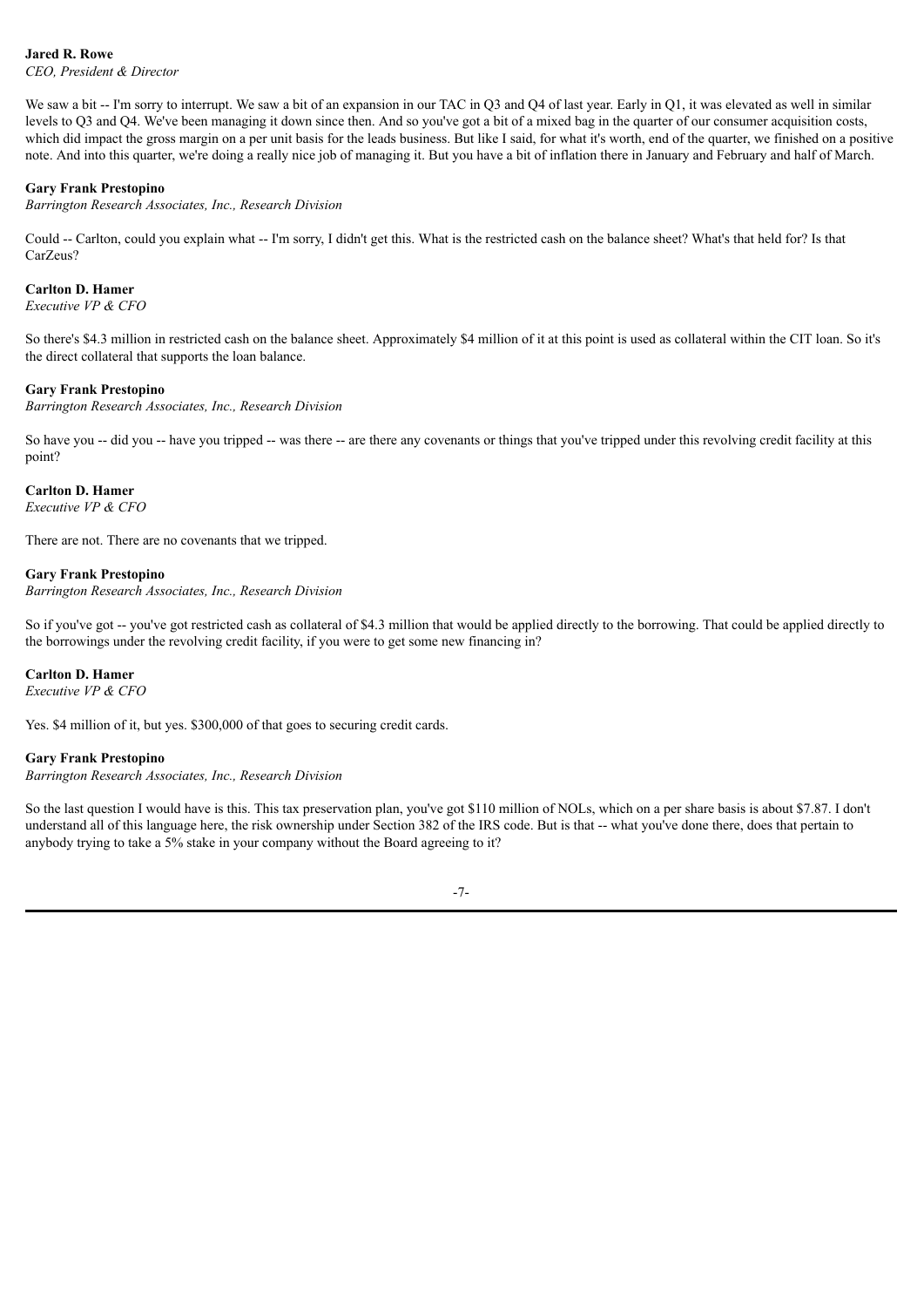**Jared R. Rowe**
*CEO, President & Director*

We saw a bit -- I'm sorry to interrupt. We saw a bit of an expansion in our TAC in Q3 and Q4 of last year. Early in Q1, it was elevated as well in similar levels to Q3 and Q4. We've been managing it down since then. And so you've got a bit of a mixed bag in the quarter of our consumer acquisition costs, which did impact the gross margin on a per unit basis for the leads business. But like I said, for what it's worth, end of the quarter, we finished on a positive note. And into this quarter, we're doing a really nice job of managing it. But you have a bit of inflation there in January and February and half of March.

**Gary Frank Prestopino**
*Barrington Research Associates, Inc., Research Division*

Could -- Carlton, could you explain what -- I'm sorry, I didn't get this. What is the restricted cash on the balance sheet? What's that held for? Is that CarZeus?

**Carlton D. Hamer**
*Executive VP & CFO*

So there's $4.3 million in restricted cash on the balance sheet. Approximately $4 million of it at this point is used as collateral within the CIT loan. So it's the direct collateral that supports the loan balance.

**Gary Frank Prestopino**
*Barrington Research Associates, Inc., Research Division*

So have you -- did you -- have you tripped -- was there -- are there any covenants or things that you've tripped under this revolving credit facility at this point?

**Carlton D. Hamer**
*Executive VP & CFO*

There are not. There are no covenants that we tripped.

**Gary Frank Prestopino**
*Barrington Research Associates, Inc., Research Division*

So if you've got -- you've got restricted cash as collateral of $4.3 million that would be applied directly to the borrowing. That could be applied directly to the borrowings under the revolving credit facility, if you were to get some new financing in?

**Carlton D. Hamer**
*Executive VP & CFO*

Yes. $4 million of it, but yes. $300,000 of that goes to securing credit cards.

**Gary Frank Prestopino**
*Barrington Research Associates, Inc., Research Division*

So the last question I would have is this. This tax preservation plan, you've got $110 million of NOLs, which on a per share basis is about $7.87. I don't understand all of this language here, the risk ownership under Section 382 of the IRS code. But is that -- what you've done there, does that pertain to anybody trying to take a 5% stake in your company without the Board agreeing to it?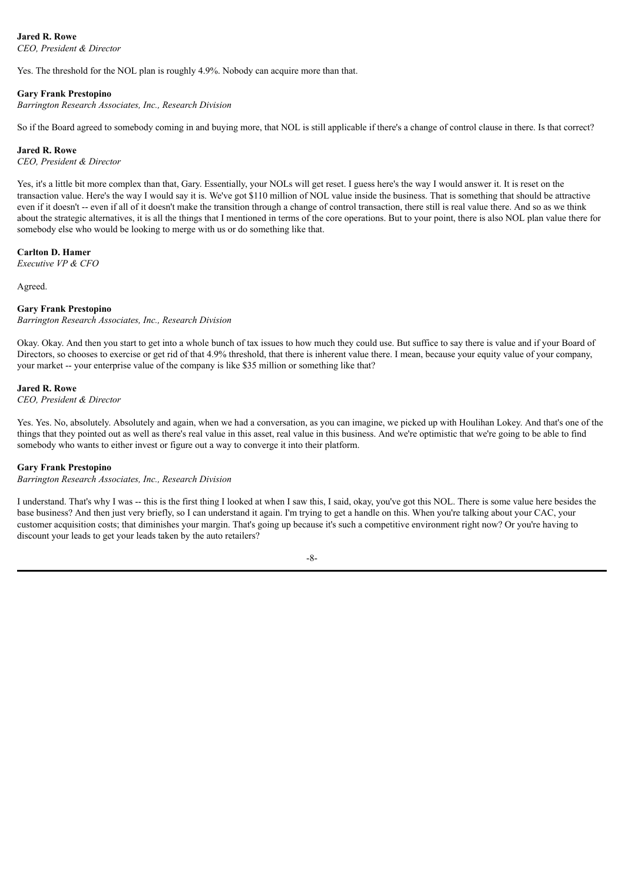**Jared R. Rowe**
*CEO, President & Director*

Yes. The threshold for the NOL plan is roughly 4.9%. Nobody can acquire more than that.

**Gary Frank Prestopino**
*Barrington Research Associates, Inc., Research Division*

So if the Board agreed to somebody coming in and buying more, that NOL is still applicable if there's a change of control clause in there. Is that correct?

**Jared R. Rowe**
*CEO, President & Director*

Yes, it's a little bit more complex than that, Gary. Essentially, your NOLs will get reset. I guess here's the way I would answer it. It is reset on the transaction value. Here's the way I would say it is. We've got $110 million of NOL value inside the business. That is something that should be attractive even if it doesn't -- even if all of it doesn't make the transition through a change of control transaction, there still is real value there. And so as we think about the strategic alternatives, it is all the things that I mentioned in terms of the core operations. But to your point, there is also NOL plan value there for somebody else who would be looking to merge with us or do something like that.

**Carlton D. Hamer**
*Executive VP & CFO*

Agreed.

**Gary Frank Prestopino**
*Barrington Research Associates, Inc., Research Division*

Okay. Okay. And then you start to get into a whole bunch of tax issues to how much they could use. But suffice to say there is value and if your Board of Directors, so chooses to exercise or get rid of that 4.9% threshold, that there is inherent value there. I mean, because your equity value of your company, your market -- your enterprise value of the company is like $35 million or something like that?

**Jared R. Rowe**
*CEO, President & Director*

Yes. Yes. No, absolutely. Absolutely and again, when we had a conversation, as you can imagine, we picked up with Houlihan Lokey. And that's one of the things that they pointed out as well as there's real value in this asset, real value in this business. And we're optimistic that we're going to be able to find somebody who wants to either invest or figure out a way to converge it into their platform.

**Gary Frank Prestopino**
*Barrington Research Associates, Inc., Research Division*

I understand. That's why I was -- this is the first thing I looked at when I saw this, I said, okay, you've got this NOL. There is some value here besides the base business? And then just very briefly, so I can understand it again. I'm trying to get a handle on this. When you're talking about your CAC, your customer acquisition costs; that diminishes your margin. That's going up because it's such a competitive environment right now? Or you're having to discount your leads to get your leads taken by the auto retailers?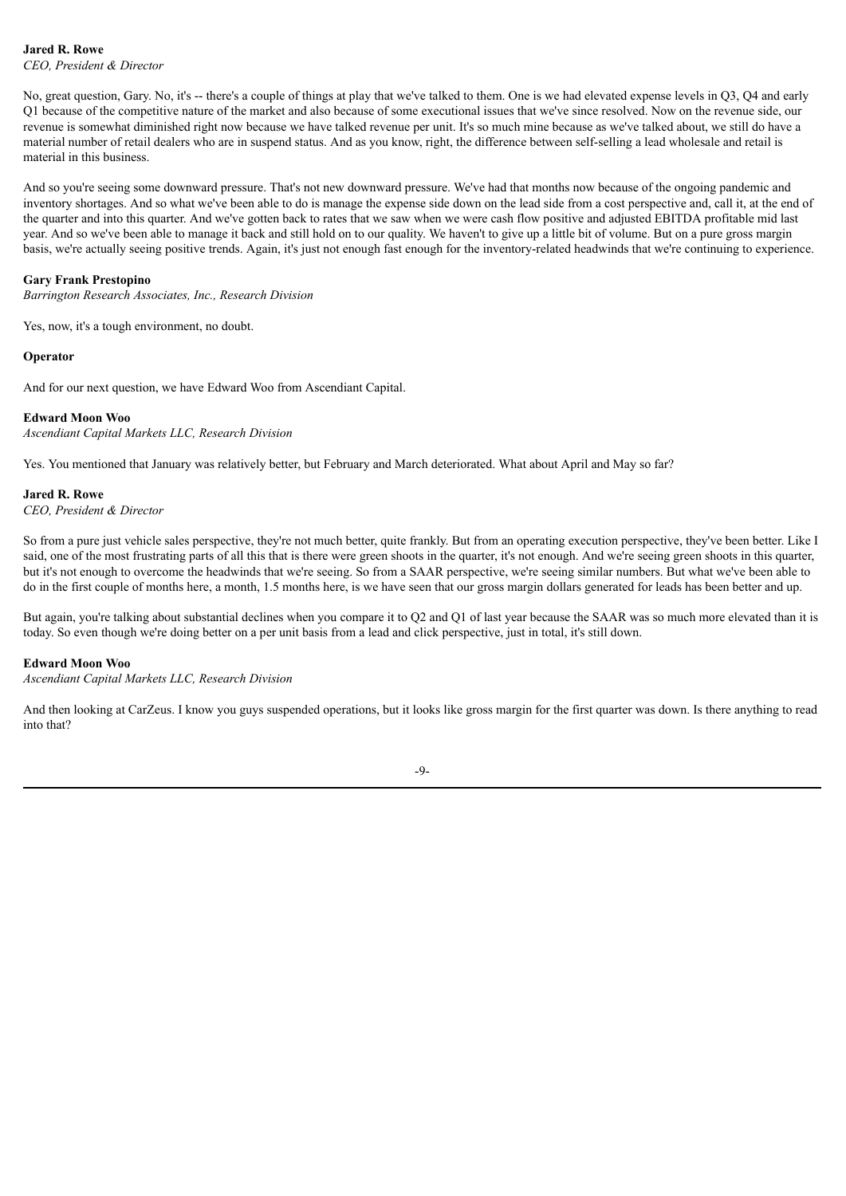**Jared R. Rowe**
*CEO, President & Director*

No, great question, Gary. No, it's -- there's a couple of things at play that we've talked to them. One is we had elevated expense levels in Q3, Q4 and early Q1 because of the competitive nature of the market and also because of some executional issues that we've since resolved. Now on the revenue side, our revenue is somewhat diminished right now because we have talked revenue per unit. It's so much mine because as we've talked about, we still do have a material number of retail dealers who are in suspend status. And as you know, right, the difference between self-selling a lead wholesale and retail is material in this business.

And so you're seeing some downward pressure. That's not new downward pressure. We've had that months now because of the ongoing pandemic and inventory shortages. And so what we've been able to do is manage the expense side down on the lead side from a cost perspective and, call it, at the end of the quarter and into this quarter. And we've gotten back to rates that we saw when we were cash flow positive and adjusted EBITDA profitable mid last year. And so we've been able to manage it back and still hold on to our quality. We haven't to give up a little bit of volume. But on a pure gross margin basis, we're actually seeing positive trends. Again, it's just not enough fast enough for the inventory-related headwinds that we're continuing to experience.

**Gary Frank Prestopino**
*Barrington Research Associates, Inc., Research Division*

Yes, now, it's a tough environment, no doubt.

**Operator**

And for our next question, we have Edward Woo from Ascendiant Capital.

**Edward Moon Woo**
*Ascendiant Capital Markets LLC, Research Division*

Yes. You mentioned that January was relatively better, but February and March deteriorated. What about April and May so far?

**Jared R. Rowe**
*CEO, President & Director*

So from a pure just vehicle sales perspective, they're not much better, quite frankly. But from an operating execution perspective, they've been better. Like I said, one of the most frustrating parts of all this that is there were green shoots in the quarter, it's not enough. And we're seeing green shoots in this quarter, but it's not enough to overcome the headwinds that we're seeing. So from a SAAR perspective, we're seeing similar numbers. But what we've been able to do in the first couple of months here, a month, 1.5 months here, is we have seen that our gross margin dollars generated for leads has been better and up.

But again, you're talking about substantial declines when you compare it to Q2 and Q1 of last year because the SAAR was so much more elevated than it is today. So even though we're doing better on a per unit basis from a lead and click perspective, just in total, it's still down.

**Edward Moon Woo**
*Ascendiant Capital Markets LLC, Research Division*

And then looking at CarZeus. I know you guys suspended operations, but it looks like gross margin for the first quarter was down. Is there anything to read into that?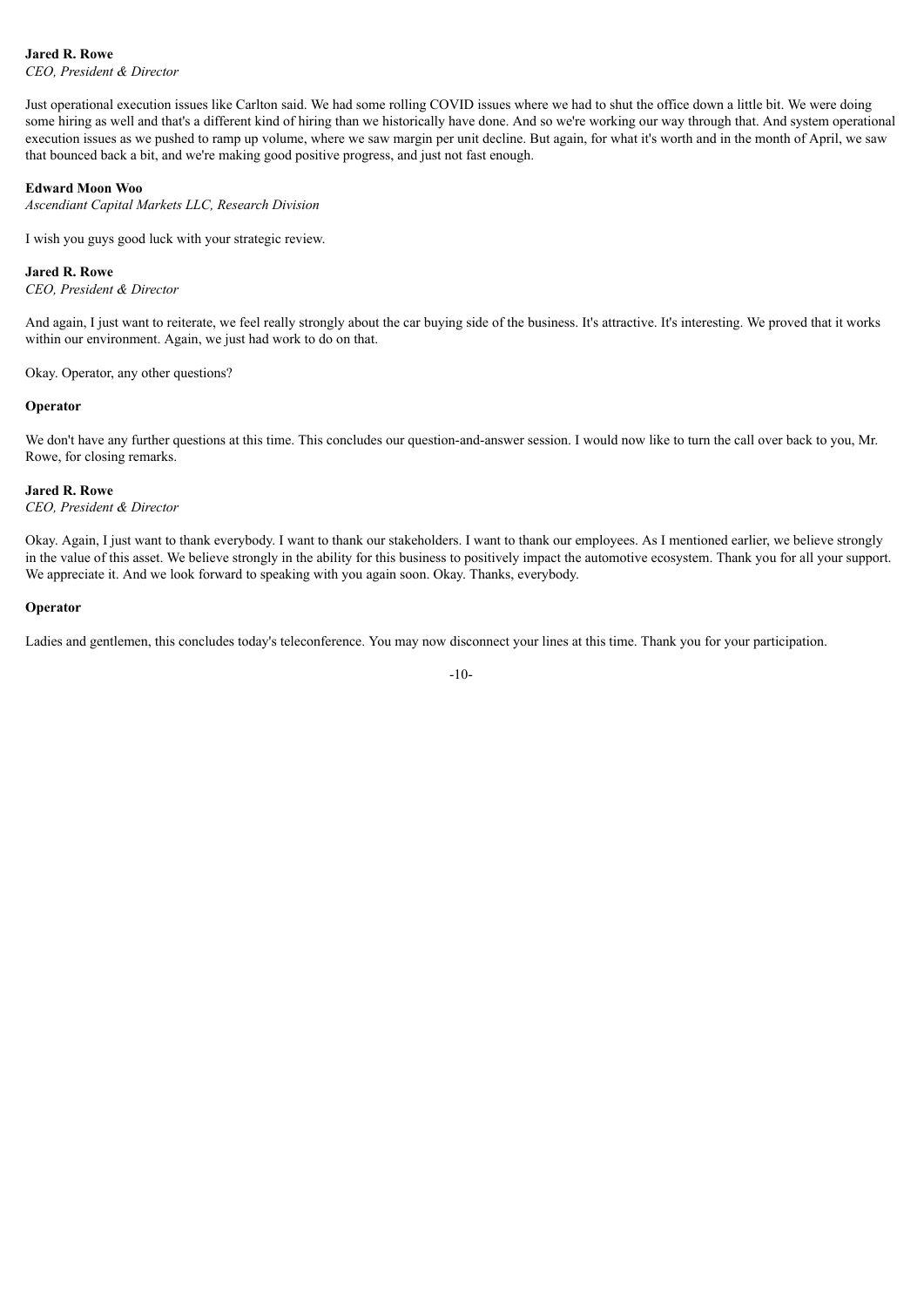**Jared R. Rowe**
*CEO, President & Director*

Just operational execution issues like Carlton said. We had some rolling COVID issues where we had to shut the office down a little bit. We were doing some hiring as well and that's a different kind of hiring than we historically have done. And so we're working our way through that. And system operational execution issues as we pushed to ramp up volume, where we saw margin per unit decline. But again, for what it's worth and in the month of April, we saw that bounced back a bit, and we're making good positive progress, and just not fast enough.

**Edward Moon Woo**
*Ascendiant Capital Markets LLC, Research Division*

I wish you guys good luck with your strategic review.

**Jared R. Rowe**
*CEO, President & Director*

And again, I just want to reiterate, we feel really strongly about the car buying side of the business. It's attractive. It's interesting. We proved that it works within our environment. Again, we just had work to do on that.

Okay. Operator, any other questions?

**Operator**

We don't have any further questions at this time. This concludes our question-and-answer session. I would now like to turn the call over back to you, Mr. Rowe, for closing remarks.

**Jared R. Rowe**
*CEO, President & Director*

Okay. Again, I just want to thank everybody. I want to thank our stakeholders. I want to thank our employees. As I mentioned earlier, we believe strongly in the value of this asset. We believe strongly in the ability for this business to positively impact the automotive ecosystem. Thank you for all your support. We appreciate it. And we look forward to speaking with you again soon. Okay. Thanks, everybody.

**Operator**

Ladies and gentlemen, this concludes today's teleconference. You may now disconnect your lines at this time. Thank you for your participation.